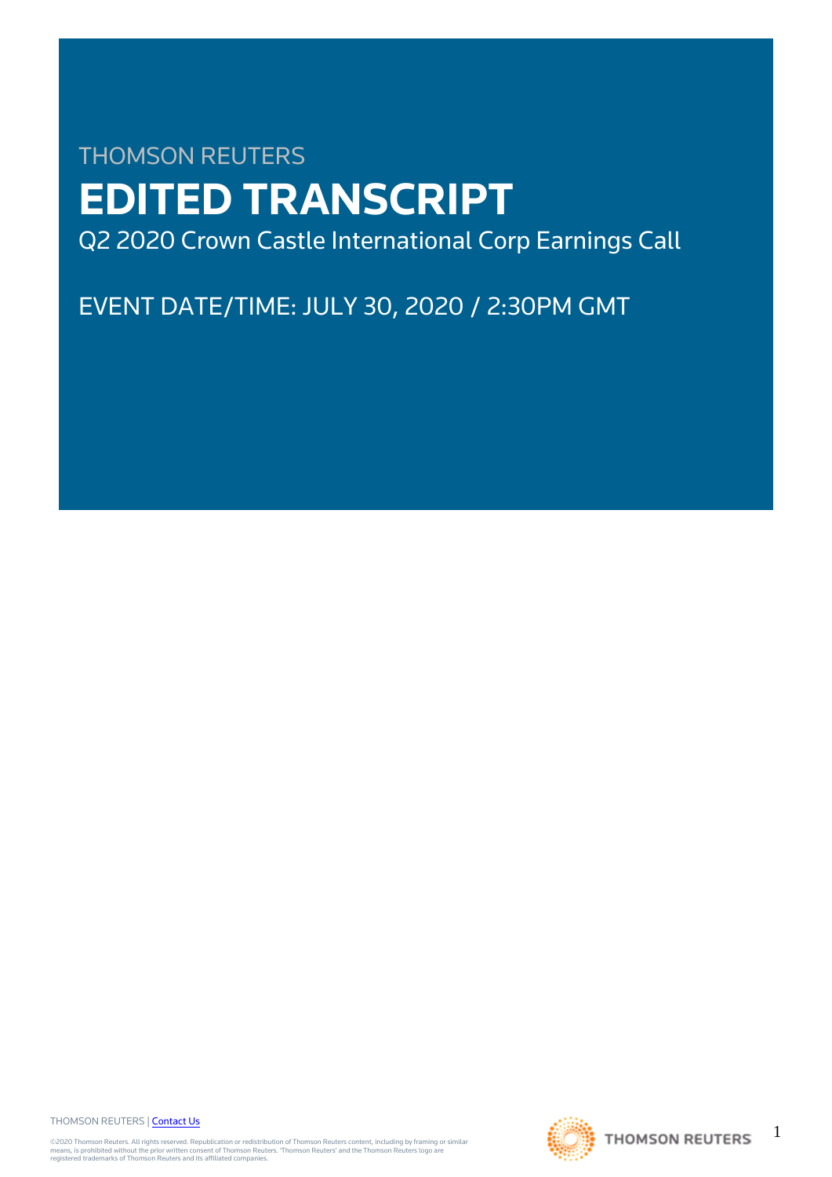THOMSON REUTERS

# EDITED TRANSCRIPT

Q2 2020 Crown Castle International Corp Earnings Call

EVENT DATE/TIME: JULY 30, 2020 / 2:30PM GMT

THOMSON REUTERS | Contact Us

©2020 Thomson Reuters. All rights reserved. Republication or redistribution of Thomson Reuters content, including by framing or similar means, is prohibited without the prior written consent of Thomson Reuters. 'Thomson Reuters' and the Thomson Reuters logo are registered trademarks of Thomson Reuters and its affiliated companies.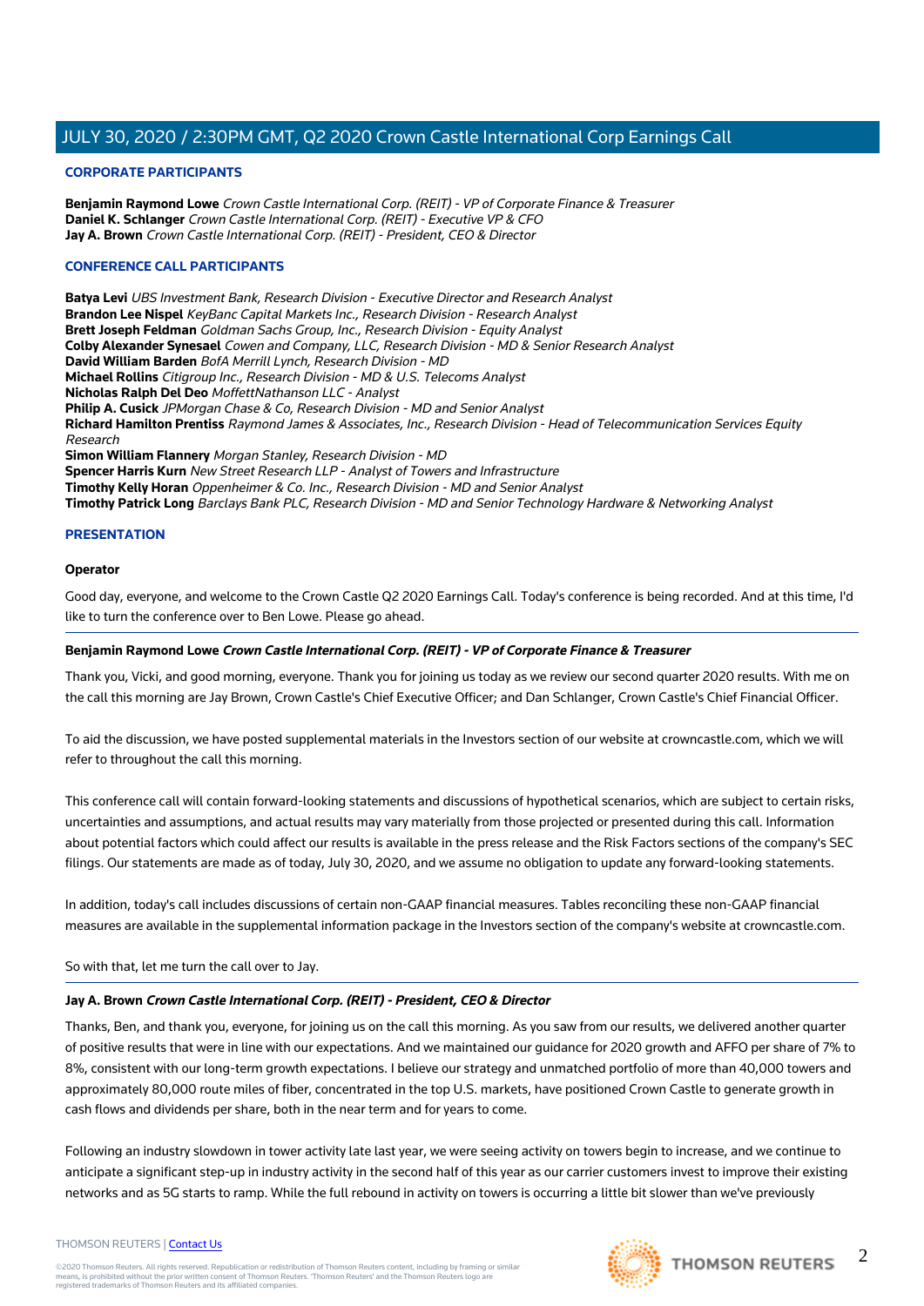## CORPORATE PARTICIPANTS

**Benjamin Raymond Lowe** *Crown Castle International Corp. (REIT) - VP of Corporate Finance & Treasurer*
**Daniel K. Schlanger** *Crown Castle International Corp. (REIT) - Executive VP & CFO*
**Jay A. Brown** *Crown Castle International Corp. (REIT) - President, CEO & Director*

## CONFERENCE CALL PARTICIPANTS

**Batya Levi** *UBS Investment Bank, Research Division - Executive Director and Research Analyst*
**Brandon Lee Nispel** *KeyBanc Capital Markets Inc., Research Division - Research Analyst*
**Brett Joseph Feldman** *Goldman Sachs Group, Inc., Research Division - Equity Analyst*
**Colby Alexander Synesael** *Cowen and Company, LLC, Research Division - MD & Senior Research Analyst*
**David William Barden** *BofA Merrill Lynch, Research Division - MD*
**Michael Rollins** *Citigroup Inc., Research Division - MD & U.S. Telecoms Analyst*
**Nicholas Ralph Del Deo** *MoffettNathanson LLC - Analyst*
**Philip A. Cusick** *JPMorgan Chase & Co, Research Division - MD and Senior Analyst*
**Richard Hamilton Prentiss** *Raymond James & Associates, Inc., Research Division - Head of Telecommunication Services Equity Research*
**Simon William Flannery** *Morgan Stanley, Research Division - MD*
**Spencer Harris Kurn** *New Street Research LLP - Analyst of Towers and Infrastructure*
**Timothy Kelly Horan** *Oppenheimer & Co. Inc., Research Division - MD and Senior Analyst*
**Timothy Patrick Long** *Barclays Bank PLC, Research Division - MD and Senior Technology Hardware & Networking Analyst*

## PRESENTATION

### Operator

Good day, everyone, and welcome to the Crown Castle Q2 2020 Earnings Call. Today's conference is being recorded. And at this time, I'd like to turn the conference over to Ben Lowe. Please go ahead.

### Benjamin Raymond Lowe *Crown Castle International Corp. (REIT) - VP of Corporate Finance & Treasurer*

Thank you, Vicki, and good morning, everyone. Thank you for joining us today as we review our second quarter 2020 results. With me on the call this morning are Jay Brown, Crown Castle's Chief Executive Officer; and Dan Schlanger, Crown Castle's Chief Financial Officer.

To aid the discussion, we have posted supplemental materials in the Investors section of our website at crowncastle.com, which we will refer to throughout the call this morning.

This conference call will contain forward-looking statements and discussions of hypothetical scenarios, which are subject to certain risks, uncertainties and assumptions, and actual results may vary materially from those projected or presented during this call. Information about potential factors which could affect our results is available in the press release and the Risk Factors sections of the company's SEC filings. Our statements are made as of today, July 30, 2020, and we assume no obligation to update any forward-looking statements.

In addition, today's call includes discussions of certain non-GAAP financial measures. Tables reconciling these non-GAAP financial measures are available in the supplemental information package in the Investors section of the company's website at crowncastle.com.

So with that, let me turn the call over to Jay.

### Jay A. Brown *Crown Castle International Corp. (REIT) - President, CEO & Director*

Thanks, Ben, and thank you, everyone, for joining us on the call this morning. As you saw from our results, we delivered another quarter of positive results that were in line with our expectations. And we maintained our guidance for 2020 growth and AFFO per share of 7% to 8%, consistent with our long-term growth expectations. I believe our strategy and unmatched portfolio of more than 40,000 towers and approximately 80,000 route miles of fiber, concentrated in the top U.S. markets, have positioned Crown Castle to generate growth in cash flows and dividends per share, both in the near term and for years to come.

Following an industry slowdown in tower activity late last year, we were seeing activity on towers begin to increase, and we continue to anticipate a significant step-up in industry activity in the second half of this year as our carrier customers invest to improve their existing networks and as 5G starts to ramp. While the full rebound in activity on towers is occurring a little bit slower than we've previously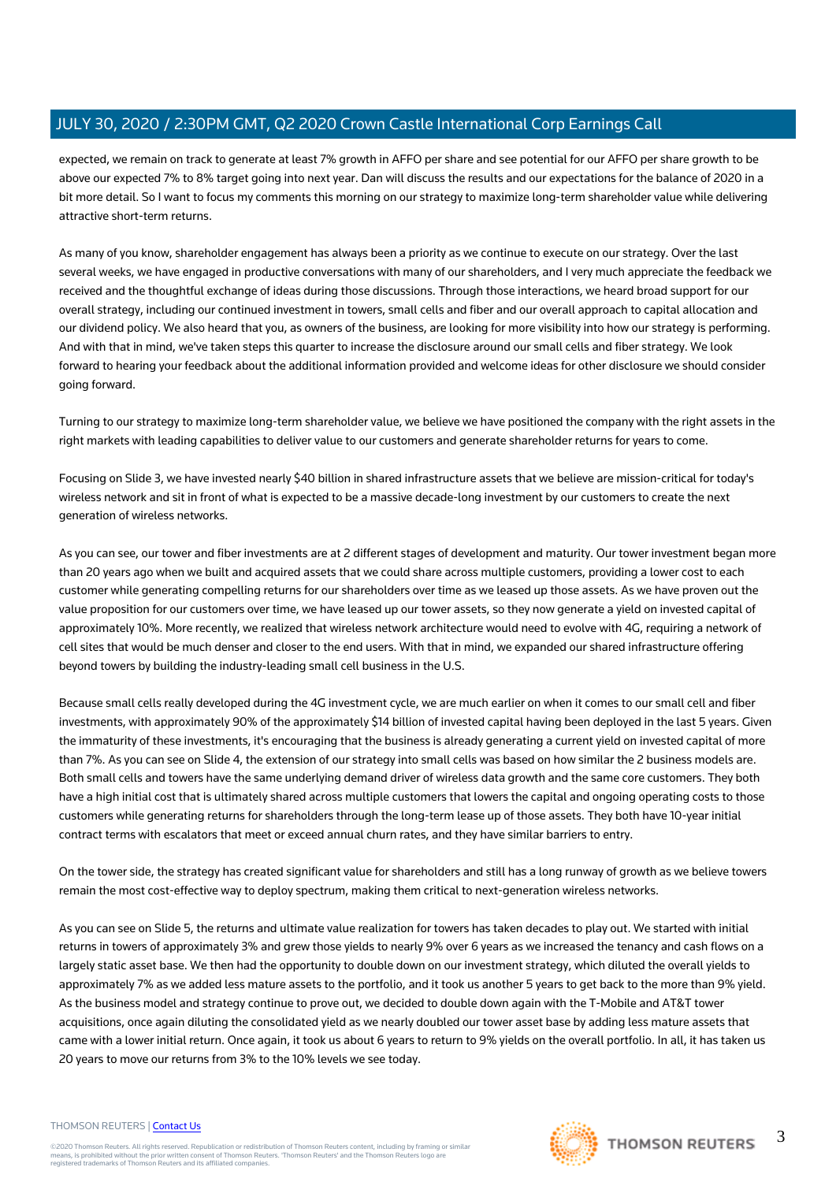expected, we remain on track to generate at least 7% growth in AFFO per share and see potential for our AFFO per share growth to be above our expected 7% to 8% target going into next year. Dan will discuss the results and our expectations for the balance of 2020 in a bit more detail. So I want to focus my comments this morning on our strategy to maximize long-term shareholder value while delivering attractive short-term returns.

As many of you know, shareholder engagement has always been a priority as we continue to execute on our strategy. Over the last several weeks, we have engaged in productive conversations with many of our shareholders, and I very much appreciate the feedback we received and the thoughtful exchange of ideas during those discussions. Through those interactions, we heard broad support for our overall strategy, including our continued investment in towers, small cells and fiber and our overall approach to capital allocation and our dividend policy. We also heard that you, as owners of the business, are looking for more visibility into how our strategy is performing. And with that in mind, we've taken steps this quarter to increase the disclosure around our small cells and fiber strategy. We look forward to hearing your feedback about the additional information provided and welcome ideas for other disclosure we should consider going forward.

Turning to our strategy to maximize long-term shareholder value, we believe we have positioned the company with the right assets in the right markets with leading capabilities to deliver value to our customers and generate shareholder returns for years to come.

Focusing on Slide 3, we have invested nearly $40 billion in shared infrastructure assets that we believe are mission-critical for today's wireless network and sit in front of what is expected to be a massive decade-long investment by our customers to create the next generation of wireless networks.

As you can see, our tower and fiber investments are at 2 different stages of development and maturity. Our tower investment began more than 20 years ago when we built and acquired assets that we could share across multiple customers, providing a lower cost to each customer while generating compelling returns for our shareholders over time as we leased up those assets. As we have proven out the value proposition for our customers over time, we have leased up our tower assets, so they now generate a yield on invested capital of approximately 10%. More recently, we realized that wireless network architecture would need to evolve with 4G, requiring a network of cell sites that would be much denser and closer to the end users. With that in mind, we expanded our shared infrastructure offering beyond towers by building the industry-leading small cell business in the U.S.

Because small cells really developed during the 4G investment cycle, we are much earlier on when it comes to our small cell and fiber investments, with approximately 90% of the approximately $14 billion of invested capital having been deployed in the last 5 years. Given the immaturity of these investments, it's encouraging that the business is already generating a current yield on invested capital of more than 7%. As you can see on Slide 4, the extension of our strategy into small cells was based on how similar the 2 business models are. Both small cells and towers have the same underlying demand driver of wireless data growth and the same core customers. They both have a high initial cost that is ultimately shared across multiple customers that lowers the capital and ongoing operating costs to those customers while generating returns for shareholders through the long-term lease up of those assets. They both have 10-year initial contract terms with escalators that meet or exceed annual churn rates, and they have similar barriers to entry.

On the tower side, the strategy has created significant value for shareholders and still has a long runway of growth as we believe towers remain the most cost-effective way to deploy spectrum, making them critical to next-generation wireless networks.

As you can see on Slide 5, the returns and ultimate value realization for towers has taken decades to play out. We started with initial returns in towers of approximately 3% and grew those yields to nearly 9% over 6 years as we increased the tenancy and cash flows on a largely static asset base. We then had the opportunity to double down on our investment strategy, which diluted the overall yields to approximately 7% as we added less mature assets to the portfolio, and it took us another 5 years to get back to the more than 9% yield. As the business model and strategy continue to prove out, we decided to double down again with the T-Mobile and AT&T tower acquisitions, once again diluting the consolidated yield as we nearly doubled our tower asset base by adding less mature assets that came with a lower initial return. Once again, it took us about 6 years to return to 9% yields on the overall portfolio. In all, it has taken us 20 years to move our returns from 3% to the 10% levels we see today.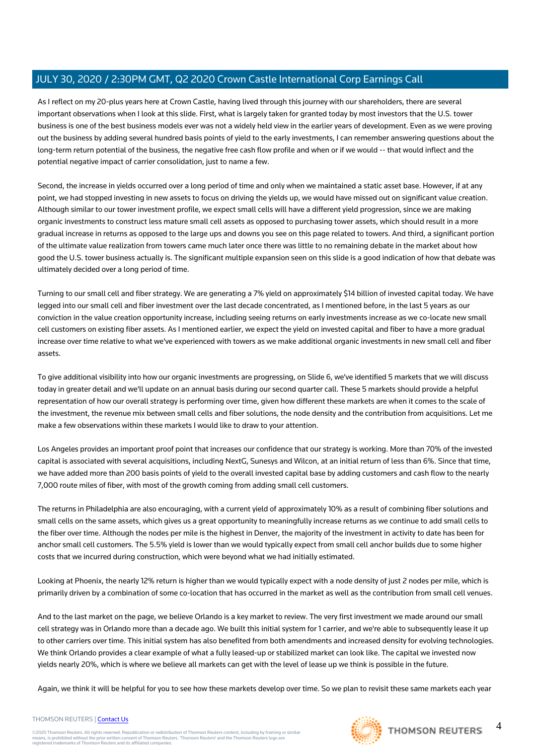As I reflect on my 20-plus years here at Crown Castle, having lived through this journey with our shareholders, there are several important observations when I look at this slide. First, what is largely taken for granted today by most investors that the U.S. tower business is one of the best business models ever was not a widely held view in the earlier years of development. Even as we were proving out the business by adding several hundred basis points of yield to the early investments, I can remember answering questions about the long-term return potential of the business, the negative free cash flow profile and when or if we would -- that would inflect and the potential negative impact of carrier consolidation, just to name a few.

Second, the increase in yields occurred over a long period of time and only when we maintained a static asset base. However, if at any point, we had stopped investing in new assets to focus on driving the yields up, we would have missed out on significant value creation. Although similar to our tower investment profile, we expect small cells will have a different yield progression, since we are making organic investments to construct less mature small cell assets as opposed to purchasing tower assets, which should result in a more gradual increase in returns as opposed to the large ups and downs you see on this page related to towers. And third, a significant portion of the ultimate value realization from towers came much later once there was little to no remaining debate in the market about how good the U.S. tower business actually is. The significant multiple expansion seen on this slide is a good indication of how that debate was ultimately decided over a long period of time.

Turning to our small cell and fiber strategy. We are generating a 7% yield on approximately $14 billion of invested capital today. We have legged into our small cell and fiber investment over the last decade concentrated, as I mentioned before, in the last 5 years as our conviction in the value creation opportunity increase, including seeing returns on early investments increase as we co-locate new small cell customers on existing fiber assets. As I mentioned earlier, we expect the yield on invested capital and fiber to have a more gradual increase over time relative to what we've experienced with towers as we make additional organic investments in new small cell and fiber assets.

To give additional visibility into how our organic investments are progressing, on Slide 6, we've identified 5 markets that we will discuss today in greater detail and we'll update on an annual basis during our second quarter call. These 5 markets should provide a helpful representation of how our overall strategy is performing over time, given how different these markets are when it comes to the scale of the investment, the revenue mix between small cells and fiber solutions, the node density and the contribution from acquisitions. Let me make a few observations within these markets I would like to draw to your attention.

Los Angeles provides an important proof point that increases our confidence that our strategy is working. More than 70% of the invested capital is associated with several acquisitions, including NextG, Sunesys and Wilcon, at an initial return of less than 6%. Since that time, we have added more than 200 basis points of yield to the overall invested capital base by adding customers and cash flow to the nearly 7,000 route miles of fiber, with most of the growth coming from adding small cell customers.

The returns in Philadelphia are also encouraging, with a current yield of approximately 10% as a result of combining fiber solutions and small cells on the same assets, which gives us a great opportunity to meaningfully increase returns as we continue to add small cells to the fiber over time. Although the nodes per mile is the highest in Denver, the majority of the investment in activity to date has been for anchor small cell customers. The 5.5% yield is lower than we would typically expect from small cell anchor builds due to some higher costs that we incurred during construction, which were beyond what we had initially estimated.

Looking at Phoenix, the nearly 12% return is higher than we would typically expect with a node density of just 2 nodes per mile, which is primarily driven by a combination of some co-location that has occurred in the market as well as the contribution from small cell venues.

And to the last market on the page, we believe Orlando is a key market to review. The very first investment we made around our small cell strategy was in Orlando more than a decade ago. We built this initial system for 1 carrier, and we're able to subsequently lease it up to other carriers over time. This initial system has also benefited from both amendments and increased density for evolving technologies. We think Orlando provides a clear example of what a fully leased-up or stabilized market can look like. The capital we invested now yields nearly 20%, which is where we believe all markets can get with the level of lease up we think is possible in the future.

Again, we think it will be helpful for you to see how these markets develop over time. So we plan to revisit these same markets each year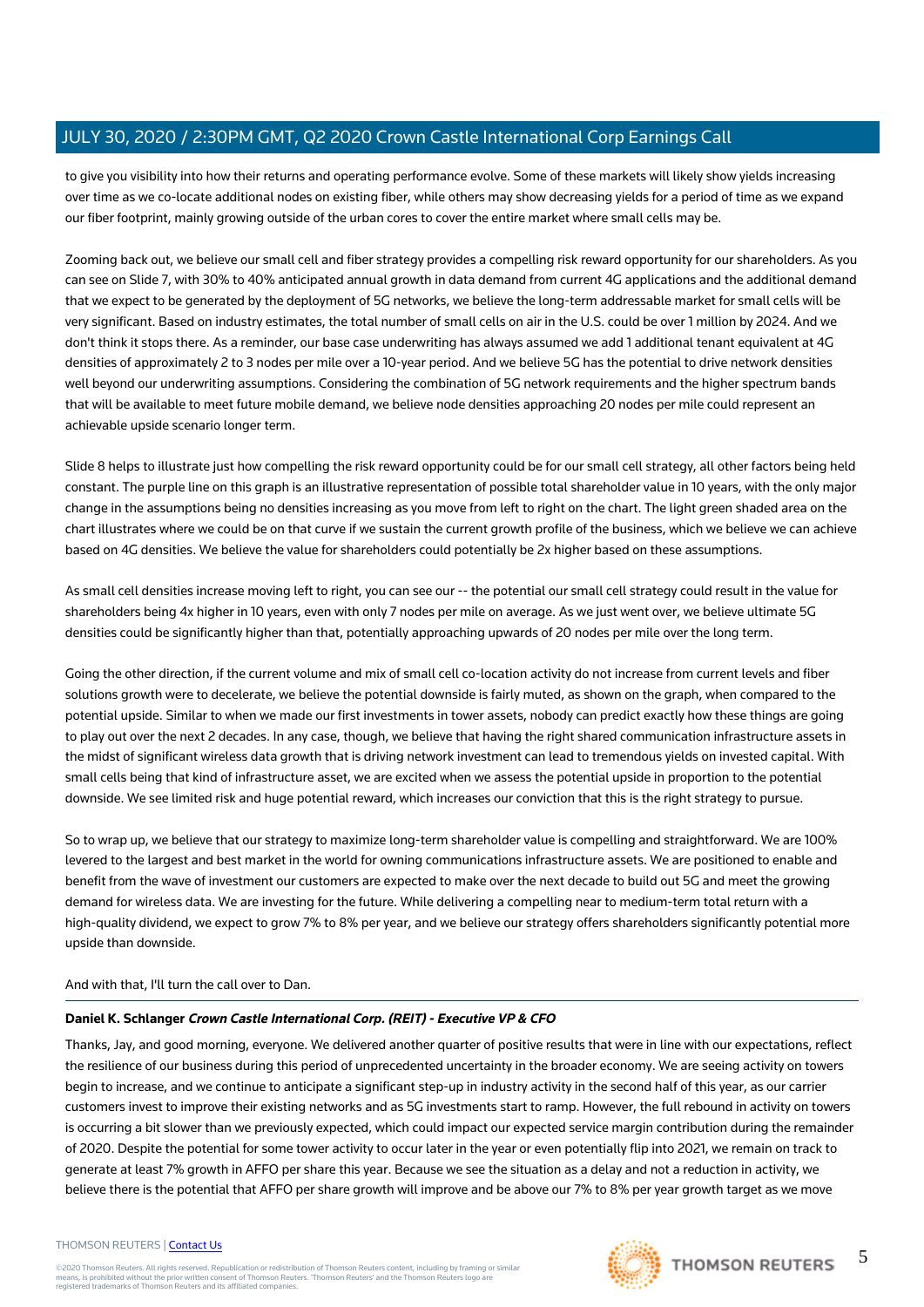to give you visibility into how their returns and operating performance evolve. Some of these markets will likely show yields increasing over time as we co-locate additional nodes on existing fiber, while others may show decreasing yields for a period of time as we expand our fiber footprint, mainly growing outside of the urban cores to cover the entire market where small cells may be.

Zooming back out, we believe our small cell and fiber strategy provides a compelling risk reward opportunity for our shareholders. As you can see on Slide 7, with 30% to 40% anticipated annual growth in data demand from current 4G applications and the additional demand that we expect to be generated by the deployment of 5G networks, we believe the long-term addressable market for small cells will be very significant. Based on industry estimates, the total number of small cells on air in the U.S. could be over 1 million by 2024. And we don't think it stops there. As a reminder, our base case underwriting has always assumed we add 1 additional tenant equivalent at 4G densities of approximately 2 to 3 nodes per mile over a 10-year period. And we believe 5G has the potential to drive network densities well beyond our underwriting assumptions. Considering the combination of 5G network requirements and the higher spectrum bands that will be available to meet future mobile demand, we believe node densities approaching 20 nodes per mile could represent an achievable upside scenario longer term.

Slide 8 helps to illustrate just how compelling the risk reward opportunity could be for our small cell strategy, all other factors being held constant. The purple line on this graph is an illustrative representation of possible total shareholder value in 10 years, with the only major change in the assumptions being no densities increasing as you move from left to right on the chart. The light green shaded area on the chart illustrates where we could be on that curve if we sustain the current growth profile of the business, which we believe we can achieve based on 4G densities. We believe the value for shareholders could potentially be 2x higher based on these assumptions.

As small cell densities increase moving left to right, you can see our -- the potential our small cell strategy could result in the value for shareholders being 4x higher in 10 years, even with only 7 nodes per mile on average. As we just went over, we believe ultimate 5G densities could be significantly higher than that, potentially approaching upwards of 20 nodes per mile over the long term.

Going the other direction, if the current volume and mix of small cell co-location activity do not increase from current levels and fiber solutions growth were to decelerate, we believe the potential downside is fairly muted, as shown on the graph, when compared to the potential upside. Similar to when we made our first investments in tower assets, nobody can predict exactly how these things are going to play out over the next 2 decades. In any case, though, we believe that having the right shared communication infrastructure assets in the midst of significant wireless data growth that is driving network investment can lead to tremendous yields on invested capital. With small cells being that kind of infrastructure asset, we are excited when we assess the potential upside in proportion to the potential downside. We see limited risk and huge potential reward, which increases our conviction that this is the right strategy to pursue.

So to wrap up, we believe that our strategy to maximize long-term shareholder value is compelling and straightforward. We are 100% levered to the largest and best market in the world for owning communications infrastructure assets. We are positioned to enable and benefit from the wave of investment our customers are expected to make over the next decade to build out 5G and meet the growing demand for wireless data. We are investing for the future. While delivering a compelling near to medium-term total return with a high-quality dividend, we expect to grow 7% to 8% per year, and we believe our strategy offers shareholders significantly potential more upside than downside.

And with that, I'll turn the call over to Dan.

**Daniel K. Schlanger** ***Crown Castle International Corp. (REIT) - Executive VP & CFO***

Thanks, Jay, and good morning, everyone. We delivered another quarter of positive results that were in line with our expectations, reflect the resilience of our business during this period of unprecedented uncertainty in the broader economy. We are seeing activity on towers begin to increase, and we continue to anticipate a significant step-up in industry activity in the second half of this year, as our carrier customers invest to improve their existing networks and as 5G investments start to ramp. However, the full rebound in activity on towers is occurring a bit slower than we previously expected, which could impact our expected service margin contribution during the remainder of 2020. Despite the potential for some tower activity to occur later in the year or even potentially flip into 2021, we remain on track to generate at least 7% growth in AFFO per share this year. Because we see the situation as a delay and not a reduction in activity, we believe there is the potential that AFFO per share growth will improve and be above our 7% to 8% per year growth target as we move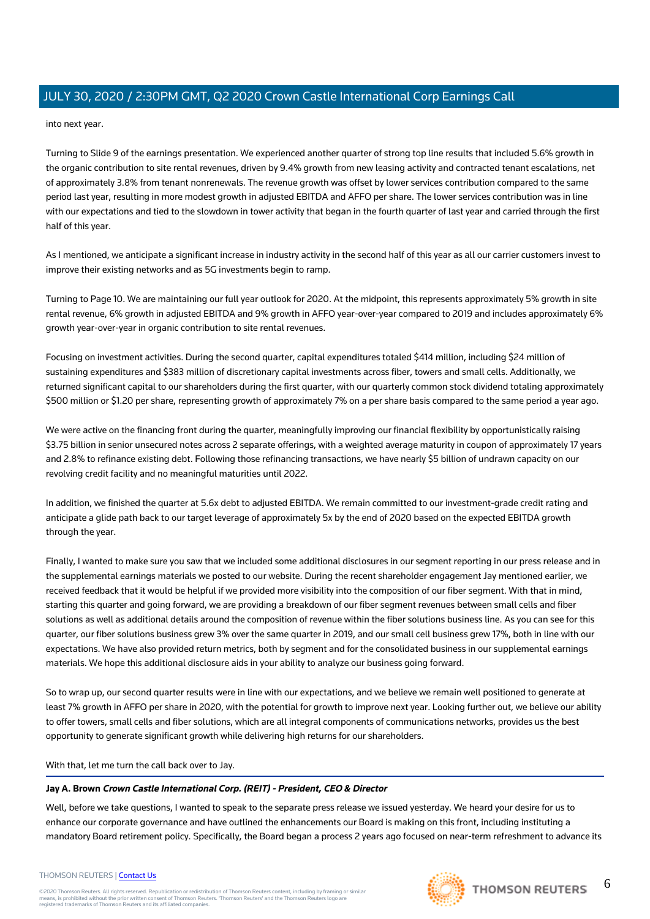into next year.

Turning to Slide 9 of the earnings presentation. We experienced another quarter of strong top line results that included 5.6% growth in the organic contribution to site rental revenues, driven by 9.4% growth from new leasing activity and contracted tenant escalations, net of approximately 3.8% from tenant nonrenewals. The revenue growth was offset by lower services contribution compared to the same period last year, resulting in more modest growth in adjusted EBITDA and AFFO per share. The lower services contribution was in line with our expectations and tied to the slowdown in tower activity that began in the fourth quarter of last year and carried through the first half of this year.

As I mentioned, we anticipate a significant increase in industry activity in the second half of this year as all our carrier customers invest to improve their existing networks and as 5G investments begin to ramp.

Turning to Page 10. We are maintaining our full year outlook for 2020. At the midpoint, this represents approximately 5% growth in site rental revenue, 6% growth in adjusted EBITDA and 9% growth in AFFO year-over-year compared to 2019 and includes approximately 6% growth year-over-year in organic contribution to site rental revenues.

Focusing on investment activities. During the second quarter, capital expenditures totaled $414 million, including $24 million of sustaining expenditures and $383 million of discretionary capital investments across fiber, towers and small cells. Additionally, we returned significant capital to our shareholders during the first quarter, with our quarterly common stock dividend totaling approximately $500 million or $1.20 per share, representing growth of approximately 7% on a per share basis compared to the same period a year ago.

We were active on the financing front during the quarter, meaningfully improving our financial flexibility by opportunistically raising $3.75 billion in senior unsecured notes across 2 separate offerings, with a weighted average maturity in coupon of approximately 17 years and 2.8% to refinance existing debt. Following those refinancing transactions, we have nearly $5 billion of undrawn capacity on our revolving credit facility and no meaningful maturities until 2022.

In addition, we finished the quarter at 5.6x debt to adjusted EBITDA. We remain committed to our investment-grade credit rating and anticipate a glide path back to our target leverage of approximately 5x by the end of 2020 based on the expected EBITDA growth through the year.

Finally, I wanted to make sure you saw that we included some additional disclosures in our segment reporting in our press release and in the supplemental earnings materials we posted to our website. During the recent shareholder engagement Jay mentioned earlier, we received feedback that it would be helpful if we provided more visibility into the composition of our fiber segment. With that in mind, starting this quarter and going forward, we are providing a breakdown of our fiber segment revenues between small cells and fiber solutions as well as additional details around the composition of revenue within the fiber solutions business line. As you can see for this quarter, our fiber solutions business grew 3% over the same quarter in 2019, and our small cell business grew 17%, both in line with our expectations. We have also provided return metrics, both by segment and for the consolidated business in our supplemental earnings materials. We hope this additional disclosure aids in your ability to analyze our business going forward.

So to wrap up, our second quarter results were in line with our expectations, and we believe we remain well positioned to generate at least 7% growth in AFFO per share in 2020, with the potential for growth to improve next year. Looking further out, we believe our ability to offer towers, small cells and fiber solutions, which are all integral components of communications networks, provides us the best opportunity to generate significant growth while delivering high returns for our shareholders.

With that, let me turn the call back over to Jay.

**Jay A. Brown** ***Crown Castle International Corp. (REIT) - President, CEO & Director***

Well, before we take questions, I wanted to speak to the separate press release we issued yesterday. We heard your desire for us to enhance our corporate governance and have outlined the enhancements our Board is making on this front, including instituting a mandatory Board retirement policy. Specifically, the Board began a process 2 years ago focused on near-term refreshment to advance its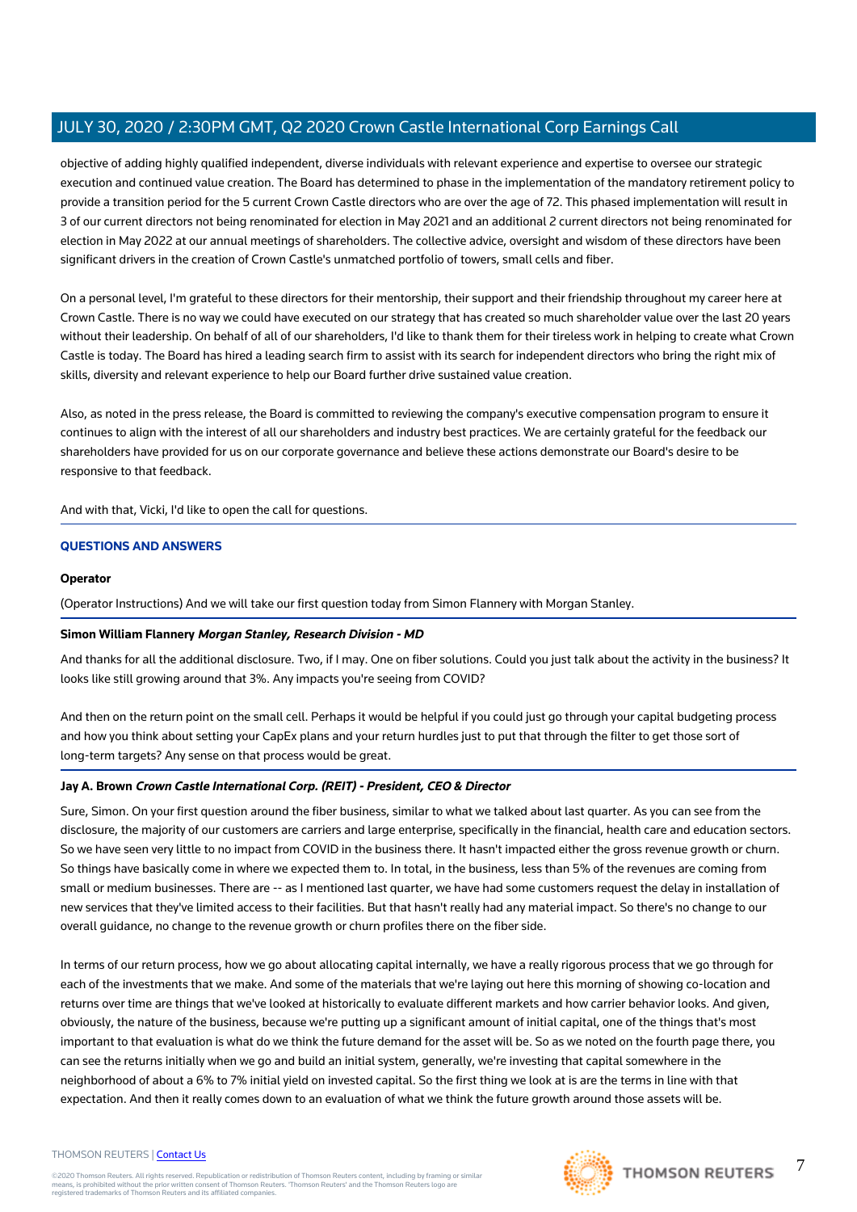objective of adding highly qualified independent, diverse individuals with relevant experience and expertise to oversee our strategic execution and continued value creation. The Board has determined to phase in the implementation of the mandatory retirement policy to provide a transition period for the 5 current Crown Castle directors who are over the age of 72. This phased implementation will result in 3 of our current directors not being renominated for election in May 2021 and an additional 2 current directors not being renominated for election in May 2022 at our annual meetings of shareholders. The collective advice, oversight and wisdom of these directors have been significant drivers in the creation of Crown Castle's unmatched portfolio of towers, small cells and fiber.

On a personal level, I'm grateful to these directors for their mentorship, their support and their friendship throughout my career here at Crown Castle. There is no way we could have executed on our strategy that has created so much shareholder value over the last 20 years without their leadership. On behalf of all of our shareholders, I'd like to thank them for their tireless work in helping to create what Crown Castle is today. The Board has hired a leading search firm to assist with its search for independent directors who bring the right mix of skills, diversity and relevant experience to help our Board further drive sustained value creation.

Also, as noted in the press release, the Board is committed to reviewing the company's executive compensation program to ensure it continues to align with the interest of all our shareholders and industry best practices. We are certainly grateful for the feedback our shareholders have provided for us on our corporate governance and believe these actions demonstrate our Board's desire to be responsive to that feedback.

And with that, Vicki, I'd like to open the call for questions.

## QUESTIONS AND ANSWERS

**Operator**

(Operator Instructions) And we will take our first question today from Simon Flannery with Morgan Stanley.

**Simon William Flannery** ***Morgan Stanley, Research Division - MD***

And thanks for all the additional disclosure. Two, if I may. One on fiber solutions. Could you just talk about the activity in the business? It looks like still growing around that 3%. Any impacts you're seeing from COVID?

And then on the return point on the small cell. Perhaps it would be helpful if you could just go through your capital budgeting process and how you think about setting your CapEx plans and your return hurdles just to put that through the filter to get those sort of long-term targets? Any sense on that process would be great.

**Jay A. Brown** ***Crown Castle International Corp. (REIT) - President, CEO & Director***

Sure, Simon. On your first question around the fiber business, similar to what we talked about last quarter. As you can see from the disclosure, the majority of our customers are carriers and large enterprise, specifically in the financial, health care and education sectors. So we have seen very little to no impact from COVID in the business there. It hasn't impacted either the gross revenue growth or churn. So things have basically come in where we expected them to. In total, in the business, less than 5% of the revenues are coming from small or medium businesses. There are -- as I mentioned last quarter, we have had some customers request the delay in installation of new services that they've limited access to their facilities. But that hasn't really had any material impact. So there's no change to our overall guidance, no change to the revenue growth or churn profiles there on the fiber side.

In terms of our return process, how we go about allocating capital internally, we have a really rigorous process that we go through for each of the investments that we make. And some of the materials that we're laying out here this morning of showing co-location and returns over time are things that we've looked at historically to evaluate different markets and how carrier behavior looks. And given, obviously, the nature of the business, because we're putting up a significant amount of initial capital, one of the things that's most important to that evaluation is what do we think the future demand for the asset will be. So as we noted on the fourth page there, you can see the returns initially when we go and build an initial system, generally, we're investing that capital somewhere in the neighborhood of about a 6% to 7% initial yield on invested capital. So the first thing we look at is are the terms in line with that expectation. And then it really comes down to an evaluation of what we think the future growth around those assets will be.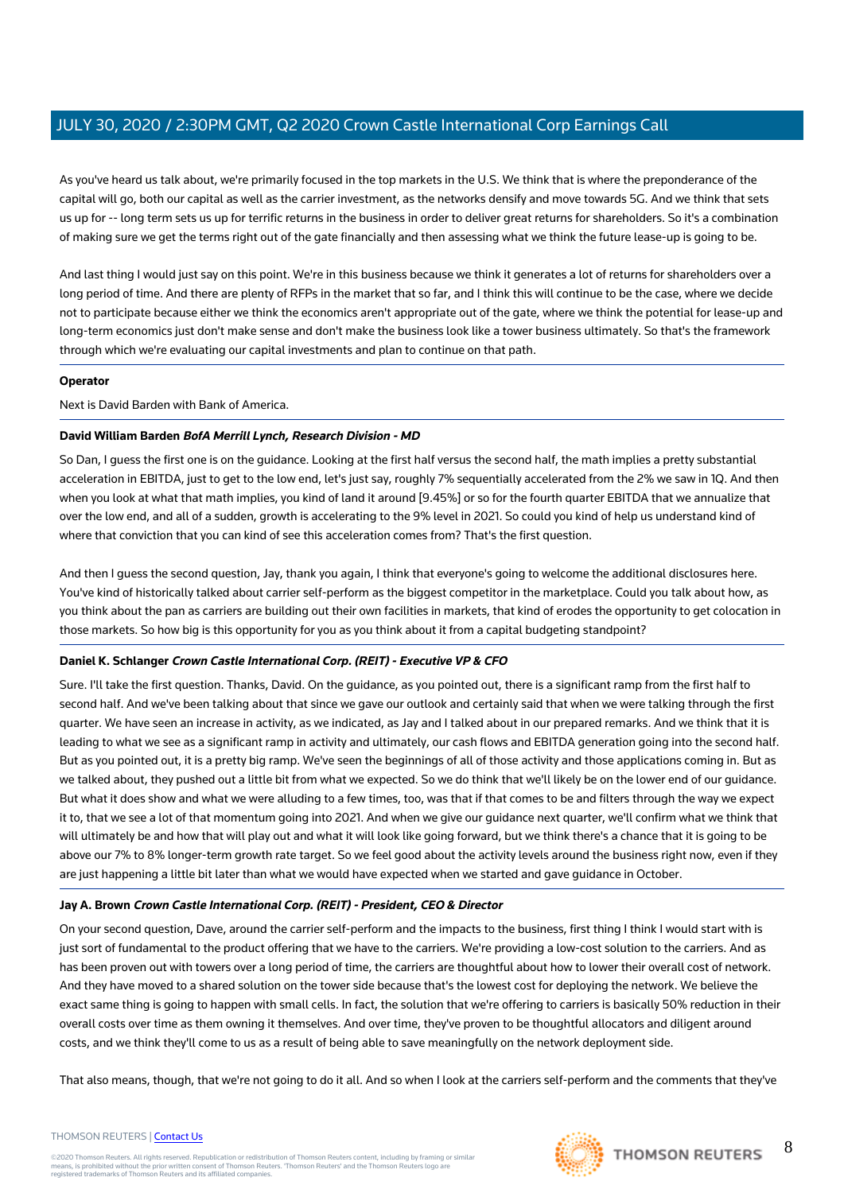As you've heard us talk about, we're primarily focused in the top markets in the U.S. We think that is where the preponderance of the capital will go, both our capital as well as the carrier investment, as the networks densify and move towards 5G. And we think that sets us up for -- long term sets us up for terrific returns in the business in order to deliver great returns for shareholders. So it's a combination of making sure we get the terms right out of the gate financially and then assessing what we think the future lease-up is going to be.

And last thing I would just say on this point. We're in this business because we think it generates a lot of returns for shareholders over a long period of time. And there are plenty of RFPs in the market that so far, and I think this will continue to be the case, where we decide not to participate because either we think the economics aren't appropriate out of the gate, where we think the potential for lease-up and long-term economics just don't make sense and don't make the business look like a tower business ultimately. So that's the framework through which we're evaluating our capital investments and plan to continue on that path.

**Operator**

Next is David Barden with Bank of America.

**David William Barden** ***BofA Merrill Lynch, Research Division - MD***

So Dan, I guess the first one is on the guidance. Looking at the first half versus the second half, the math implies a pretty substantial acceleration in EBITDA, just to get to the low end, let's just say, roughly 7% sequentially accelerated from the 2% we saw in 1Q. And then when you look at what that math implies, you kind of land it around [9.45%] or so for the fourth quarter EBITDA that we annualize that over the low end, and all of a sudden, growth is accelerating to the 9% level in 2021. So could you kind of help us understand kind of where that conviction that you can kind of see this acceleration comes from? That's the first question.

And then I guess the second question, Jay, thank you again, I think that everyone's going to welcome the additional disclosures here. You've kind of historically talked about carrier self-perform as the biggest competitor in the marketplace. Could you talk about how, as you think about the pan as carriers are building out their own facilities in markets, that kind of erodes the opportunity to get colocation in those markets. So how big is this opportunity for you as you think about it from a capital budgeting standpoint?

**Daniel K. Schlanger** ***Crown Castle International Corp. (REIT) - Executive VP & CFO***

Sure. I'll take the first question. Thanks, David. On the guidance, as you pointed out, there is a significant ramp from the first half to second half. And we've been talking about that since we gave our outlook and certainly said that when we were talking through the first quarter. We have seen an increase in activity, as we indicated, as Jay and I talked about in our prepared remarks. And we think that it is leading to what we see as a significant ramp in activity and ultimately, our cash flows and EBITDA generation going into the second half. But as you pointed out, it is a pretty big ramp. We've seen the beginnings of all of those activity and those applications coming in. But as we talked about, they pushed out a little bit from what we expected. So we do think that we'll likely be on the lower end of our guidance. But what it does show and what we were alluding to a few times, too, was that if that comes to be and filters through the way we expect it to, that we see a lot of that momentum going into 2021. And when we give our guidance next quarter, we'll confirm what we think that will ultimately be and how that will play out and what it will look like going forward, but we think there's a chance that it is going to be above our 7% to 8% longer-term growth rate target. So we feel good about the activity levels around the business right now, even if they are just happening a little bit later than what we would have expected when we started and gave guidance in October.

**Jay A. Brown** ***Crown Castle International Corp. (REIT) - President, CEO & Director***

On your second question, Dave, around the carrier self-perform and the impacts to the business, first thing I think I would start with is just sort of fundamental to the product offering that we have to the carriers. We're providing a low-cost solution to the carriers. And as has been proven out with towers over a long period of time, the carriers are thoughtful about how to lower their overall cost of network. And they have moved to a shared solution on the tower side because that's the lowest cost for deploying the network. We believe the exact same thing is going to happen with small cells. In fact, the solution that we're offering to carriers is basically 50% reduction in their overall costs over time as them owning it themselves. And over time, they've proven to be thoughtful allocators and diligent around costs, and we think they'll come to us as a result of being able to save meaningfully on the network deployment side.

That also means, though, that we're not going to do it all. And so when I look at the carriers self-perform and the comments that they've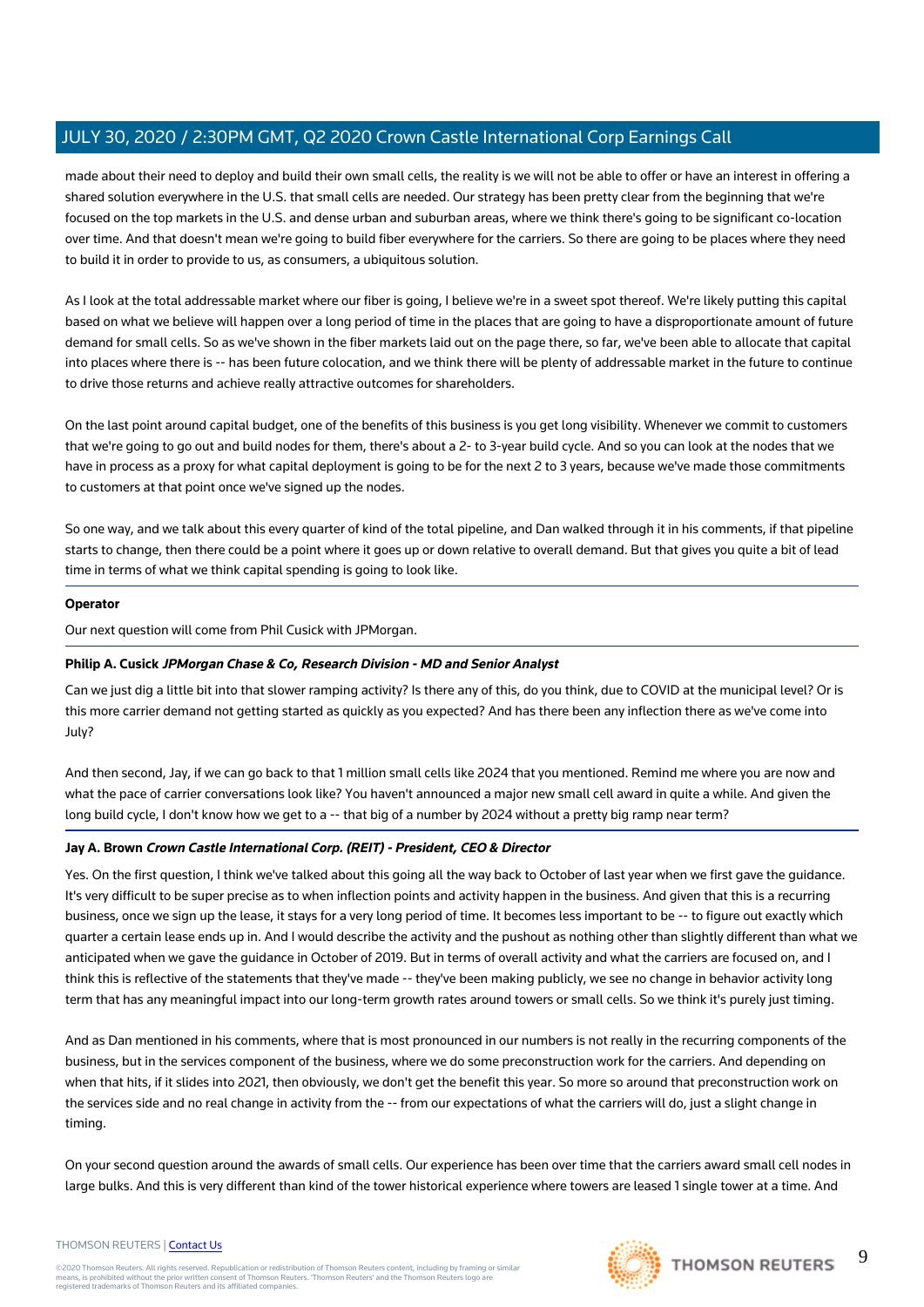made about their need to deploy and build their own small cells, the reality is we will not be able to offer or have an interest in offering a shared solution everywhere in the U.S. that small cells are needed. Our strategy has been pretty clear from the beginning that we're focused on the top markets in the U.S. and dense urban and suburban areas, where we think there's going to be significant co-location over time. And that doesn't mean we're going to build fiber everywhere for the carriers. So there are going to be places where they need to build it in order to provide to us, as consumers, a ubiquitous solution.

As I look at the total addressable market where our fiber is going, I believe we're in a sweet spot thereof. We're likely putting this capital based on what we believe will happen over a long period of time in the places that are going to have a disproportionate amount of future demand for small cells. So as we've shown in the fiber markets laid out on the page there, so far, we've been able to allocate that capital into places where there is -- has been future colocation, and we think there will be plenty of addressable market in the future to continue to drive those returns and achieve really attractive outcomes for shareholders.

On the last point around capital budget, one of the benefits of this business is you get long visibility. Whenever we commit to customers that we're going to go out and build nodes for them, there's about a 2- to 3-year build cycle. And so you can look at the nodes that we have in process as a proxy for what capital deployment is going to be for the next 2 to 3 years, because we've made those commitments to customers at that point once we've signed up the nodes.

So one way, and we talk about this every quarter of kind of the total pipeline, and Dan walked through it in his comments, if that pipeline starts to change, then there could be a point where it goes up or down relative to overall demand. But that gives you quite a bit of lead time in terms of what we think capital spending is going to look like.

---

**Operator**

Our next question will come from Phil Cusick with JPMorgan.

---

**Philip A. Cusick** ***JPMorgan Chase & Co, Research Division - MD and Senior Analyst***

Can we just dig a little bit into that slower ramping activity? Is there any of this, do you think, due to COVID at the municipal level? Or is this more carrier demand not getting started as quickly as you expected? And has there been any inflection there as we've come into July?

And then second, Jay, if we can go back to that 1 million small cells like 2024 that you mentioned. Remind me where you are now and what the pace of carrier conversations look like? You haven't announced a major new small cell award in quite a while. And given the long build cycle, I don't know how we get to a -- that big of a number by 2024 without a pretty big ramp near term?

---

**Jay A. Brown** ***Crown Castle International Corp. (REIT) - President, CEO & Director***

Yes. On the first question, I think we've talked about this going all the way back to October of last year when we first gave the guidance. It's very difficult to be super precise as to when inflection points and activity happen in the business. And given that this is a recurring business, once we sign up the lease, it stays for a very long period of time. It becomes less important to be -- to figure out exactly which quarter a certain lease ends up in. And I would describe the activity and the pushout as nothing other than slightly different than what we anticipated when we gave the guidance in October of 2019. But in terms of overall activity and what the carriers are focused on, and I think this is reflective of the statements that they've made -- they've been making publicly, we see no change in behavior activity long term that has any meaningful impact into our long-term growth rates around towers or small cells. So we think it's purely just timing.

And as Dan mentioned in his comments, where that is most pronounced in our numbers is not really in the recurring components of the business, but in the services component of the business, where we do some preconstruction work for the carriers. And depending on when that hits, if it slides into 2021, then obviously, we don't get the benefit this year. So more so around that preconstruction work on the services side and no real change in activity from the -- from our expectations of what the carriers will do, just a slight change in timing.

On your second question around the awards of small cells. Our experience has been over time that the carriers award small cell nodes in large bulks. And this is very different than kind of the tower historical experience where towers are leased 1 single tower at a time. And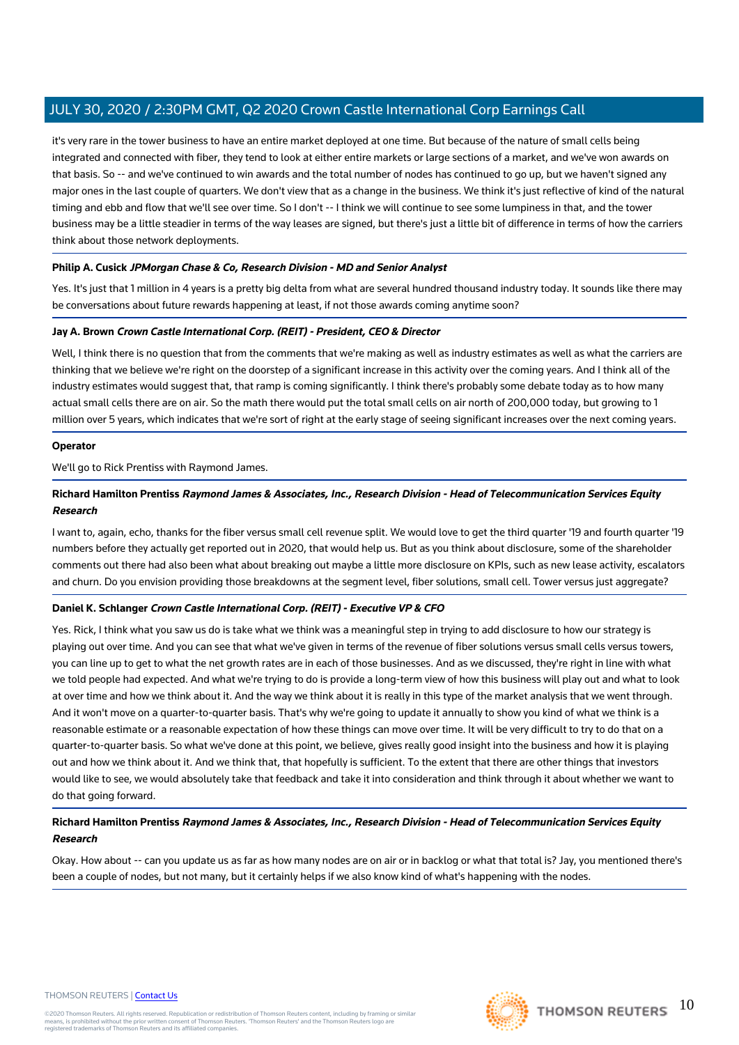it's very rare in the tower business to have an entire market deployed at one time. But because of the nature of small cells being integrated and connected with fiber, they tend to look at either entire markets or large sections of a market, and we've won awards on that basis. So -- and we've continued to win awards and the total number of nodes has continued to go up, but we haven't signed any major ones in the last couple of quarters. We don't view that as a change in the business. We think it's just reflective of kind of the natural timing and ebb and flow that we'll see over time. So I don't -- I think we will continue to see some lumpiness in that, and the tower business may be a little steadier in terms of the way leases are signed, but there's just a little bit of difference in terms of how the carriers think about those network deployments.

**Philip A. Cusick** ***JPMorgan Chase & Co, Research Division - MD and Senior Analyst***

Yes. It's just that 1 million in 4 years is a pretty big delta from what are several hundred thousand industry today. It sounds like there may be conversations about future rewards happening at least, if not those awards coming anytime soon?

**Jay A. Brown** ***Crown Castle International Corp. (REIT) - President, CEO & Director***

Well, I think there is no question that from the comments that we're making as well as industry estimates as well as what the carriers are thinking that we believe we're right on the doorstep of a significant increase in this activity over the coming years. And I think all of the industry estimates would suggest that, that ramp is coming significantly. I think there's probably some debate today as to how many actual small cells there are on air. So the math there would put the total small cells on air north of 200,000 today, but growing to 1 million over 5 years, which indicates that we're sort of right at the early stage of seeing significant increases over the next coming years.

**Operator**

We'll go to Rick Prentiss with Raymond James.

**Richard Hamilton Prentiss** ***Raymond James & Associates, Inc., Research Division - Head of Telecommunication Services Equity Research***

I want to, again, echo, thanks for the fiber versus small cell revenue split. We would love to get the third quarter '19 and fourth quarter '19 numbers before they actually get reported out in 2020, that would help us. But as you think about disclosure, some of the shareholder comments out there had also been what about breaking out maybe a little more disclosure on KPIs, such as new lease activity, escalators and churn. Do you envision providing those breakdowns at the segment level, fiber solutions, small cell. Tower versus just aggregate?

**Daniel K. Schlanger** ***Crown Castle International Corp. (REIT) - Executive VP & CFO***

Yes. Rick, I think what you saw us do is take what we think was a meaningful step in trying to add disclosure to how our strategy is playing out over time. And you can see that what we've given in terms of the revenue of fiber solutions versus small cells versus towers, you can line up to get to what the net growth rates are in each of those businesses. And as we discussed, they're right in line with what we told people had expected. And what we're trying to do is provide a long-term view of how this business will play out and what to look at over time and how we think about it. And the way we think about it is really in this type of the market analysis that we went through. And it won't move on a quarter-to-quarter basis. That's why we're going to update it annually to show you kind of what we think is a reasonable estimate or a reasonable expectation of how these things can move over time. It will be very difficult to try to do that on a quarter-to-quarter basis. So what we've done at this point, we believe, gives really good insight into the business and how it is playing out and how we think about it. And we think that, that hopefully is sufficient. To the extent that there are other things that investors would like to see, we would absolutely take that feedback and take it into consideration and think through it about whether we want to do that going forward.

**Richard Hamilton Prentiss** ***Raymond James & Associates, Inc., Research Division - Head of Telecommunication Services Equity Research***

Okay. How about -- can you update us as far as how many nodes are on air or in backlog or what that total is? Jay, you mentioned there's been a couple of nodes, but not many, but it certainly helps if we also know kind of what's happening with the nodes.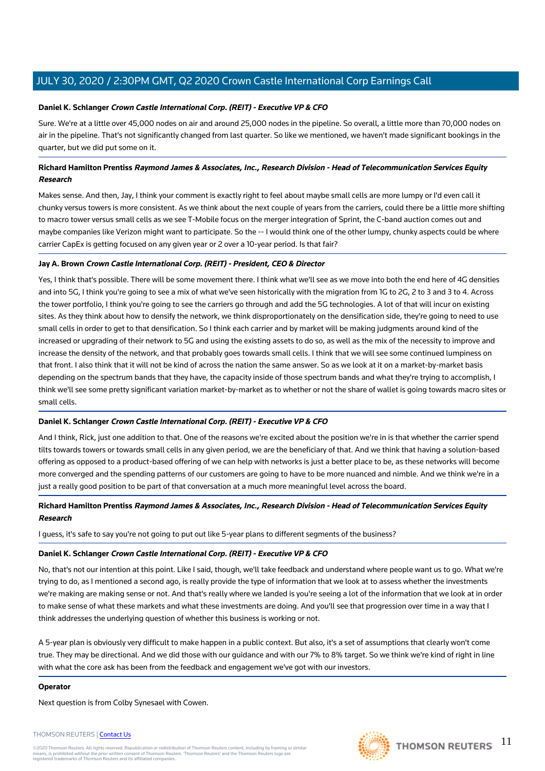**Daniel K. Schlanger** ***Crown Castle International Corp. (REIT) - Executive VP & CFO***

Sure. We're at a little over 45,000 nodes on air and around 25,000 nodes in the pipeline. So overall, a little more than 70,000 nodes on air in the pipeline. That's not significantly changed from last quarter. So like we mentioned, we haven't made significant bookings in the quarter, but we did put some on it.

**Richard Hamilton Prentiss** ***Raymond James & Associates, Inc., Research Division - Head of Telecommunication Services Equity Research***

Makes sense. And then, Jay, I think your comment is exactly right to feel about maybe small cells are more lumpy or I'd even call it chunky versus towers is more consistent. As we think about the next couple of years from the carriers, could there be a little more shifting to macro tower versus small cells as we see T-Mobile focus on the merger integration of Sprint, the C-band auction comes out and maybe companies like Verizon might want to participate. So the -- I would think one of the other lumpy, chunky aspects could be where carrier CapEx is getting focused on any given year or 2 over a 10-year period. Is that fair?

**Jay A. Brown** ***Crown Castle International Corp. (REIT) - President, CEO & Director***

Yes, I think that's possible. There will be some movement there. I think what we'll see as we move into both the end here of 4G densities and into 5G, I think you're going to see a mix of what we've seen historically with the migration from 1G to 2G, 2 to 3 and 3 to 4. Across the tower portfolio, I think you're going to see the carriers go through and add the 5G technologies. A lot of that will incur on existing sites. As they think about how to densify the network, we think disproportionately on the densification side, they're going to need to use small cells in order to get to that densification. So I think each carrier and by market will be making judgments around kind of the increased or upgrading of their network to 5G and using the existing assets to do so, as well as the mix of the necessity to improve and increase the density of the network, and that probably goes towards small cells. I think that we will see some continued lumpiness on that front. I also think that it will not be kind of across the nation the same answer. So as we look at it on a market-by-market basis depending on the spectrum bands that they have, the capacity inside of those spectrum bands and what they're trying to accomplish, I think we'll see some pretty significant variation market-by-market as to whether or not the share of wallet is going towards macro sites or small cells.

**Daniel K. Schlanger** ***Crown Castle International Corp. (REIT) - Executive VP & CFO***

And I think, Rick, just one addition to that. One of the reasons we're excited about the position we're in is that whether the carrier spend tilts towards towers or towards small cells in any given period, we are the beneficiary of that. And we think that having a solution-based offering as opposed to a product-based offering of we can help with networks is just a better place to be, as these networks will become more converged and the spending patterns of our customers are going to have to be more nuanced and nimble. And we think we're in a just a really good position to be part of that conversation at a much more meaningful level across the board.

**Richard Hamilton Prentiss** ***Raymond James & Associates, Inc., Research Division - Head of Telecommunication Services Equity Research***

I guess, it's safe to say you're not going to put out like 5-year plans to different segments of the business?

**Daniel K. Schlanger** ***Crown Castle International Corp. (REIT) - Executive VP & CFO***

No, that's not our intention at this point. Like I said, though, we'll take feedback and understand where people want us to go. What we're trying to do, as I mentioned a second ago, is really provide the type of information that we look at to assess whether the investments we're making are making sense or not. And that's really where we landed is you're seeing a lot of the information that we look at in order to make sense of what these markets and what these investments are doing. And you'll see that progression over time in a way that I think addresses the underlying question of whether this business is working or not.

A 5-year plan is obviously very difficult to make happen in a public context. But also, it's a set of assumptions that clearly won't come true. They may be directional. And we did those with our guidance and with our 7% to 8% target. So we think we're kind of right in line with what the core ask has been from the feedback and engagement we've got with our investors.

**Operator**

Next question is from Colby Synesael with Cowen.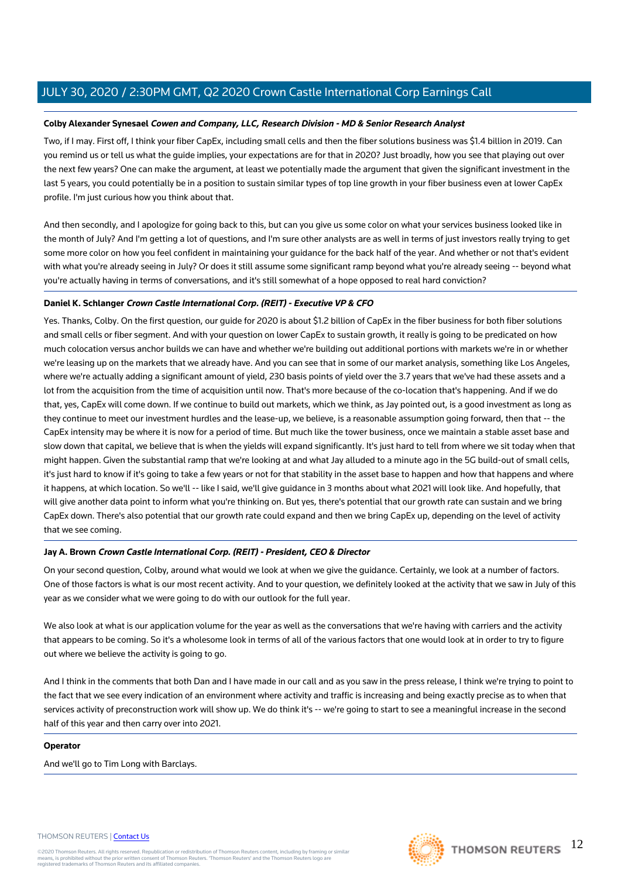**Colby Alexander Synesael** ***Cowen and Company, LLC, Research Division - MD & Senior Research Analyst***

Two, if I may. First off, I think your fiber CapEx, including small cells and then the fiber solutions business was $1.4 billion in 2019. Can you remind us or tell us what the guide implies, your expectations are for that in 2020? Just broadly, how you see that playing out over the next few years? One can make the argument, at least we potentially made the argument that given the significant investment in the last 5 years, you could potentially be in a position to sustain similar types of top line growth in your fiber business even at lower CapEx profile. I'm just curious how you think about that.

And then secondly, and I apologize for going back to this, but can you give us some color on what your services business looked like in the month of July? And I'm getting a lot of questions, and I'm sure other analysts are as well in terms of just investors really trying to get some more color on how you feel confident in maintaining your guidance for the back half of the year. And whether or not that's evident with what you're already seeing in July? Or does it still assume some significant ramp beyond what you're already seeing -- beyond what you're actually having in terms of conversations, and it's still somewhat of a hope opposed to real hard conviction?

**Daniel K. Schlanger** ***Crown Castle International Corp. (REIT) - Executive VP & CFO***

Yes. Thanks, Colby. On the first question, our guide for 2020 is about $1.2 billion of CapEx in the fiber business for both fiber solutions and small cells or fiber segment. And with your question on lower CapEx to sustain growth, it really is going to be predicated on how much colocation versus anchor builds we can have and whether we're building out additional portions with markets we're in or whether we're leasing up on the markets that we already have. And you can see that in some of our market analysis, something like Los Angeles, where we're actually adding a significant amount of yield, 230 basis points of yield over the 3.7 years that we've had these assets and a lot from the acquisition from the time of acquisition until now. That's more because of the co-location that's happening. And if we do that, yes, CapEx will come down. If we continue to build out markets, which we think, as Jay pointed out, is a good investment as long as they continue to meet our investment hurdles and the lease-up, we believe, is a reasonable assumption going forward, then that -- the CapEx intensity may be where it is now for a period of time. But much like the tower business, once we maintain a stable asset base and slow down that capital, we believe that is when the yields will expand significantly. It's just hard to tell from where we sit today when that might happen. Given the substantial ramp that we're looking at and what Jay alluded to a minute ago in the 5G build-out of small cells, it's just hard to know if it's going to take a few years or not for that stability in the asset base to happen and how that happens and where it happens, at which location. So we'll -- like I said, we'll give guidance in 3 months about what 2021 will look like. And hopefully, that will give another data point to inform what you're thinking on. But yes, there's potential that our growth rate can sustain and we bring CapEx down. There's also potential that our growth rate could expand and then we bring CapEx up, depending on the level of activity that we see coming.

**Jay A. Brown** ***Crown Castle International Corp. (REIT) - President, CEO & Director***

On your second question, Colby, around what would we look at when we give the guidance. Certainly, we look at a number of factors. One of those factors is what is our most recent activity. And to your question, we definitely looked at the activity that we saw in July of this year as we consider what we were going to do with our outlook for the full year.

We also look at what is our application volume for the year as well as the conversations that we're having with carriers and the activity that appears to be coming. So it's a wholesome look in terms of all of the various factors that one would look at in order to try to figure out where we believe the activity is going to go.

And I think in the comments that both Dan and I have made in our call and as you saw in the press release, I think we're trying to point to the fact that we see every indication of an environment where activity and traffic is increasing and being exactly precise as to when that services activity of preconstruction work will show up. We do think it's -- we're going to start to see a meaningful increase in the second half of this year and then carry over into 2021.

**Operator**

And we'll go to Tim Long with Barclays.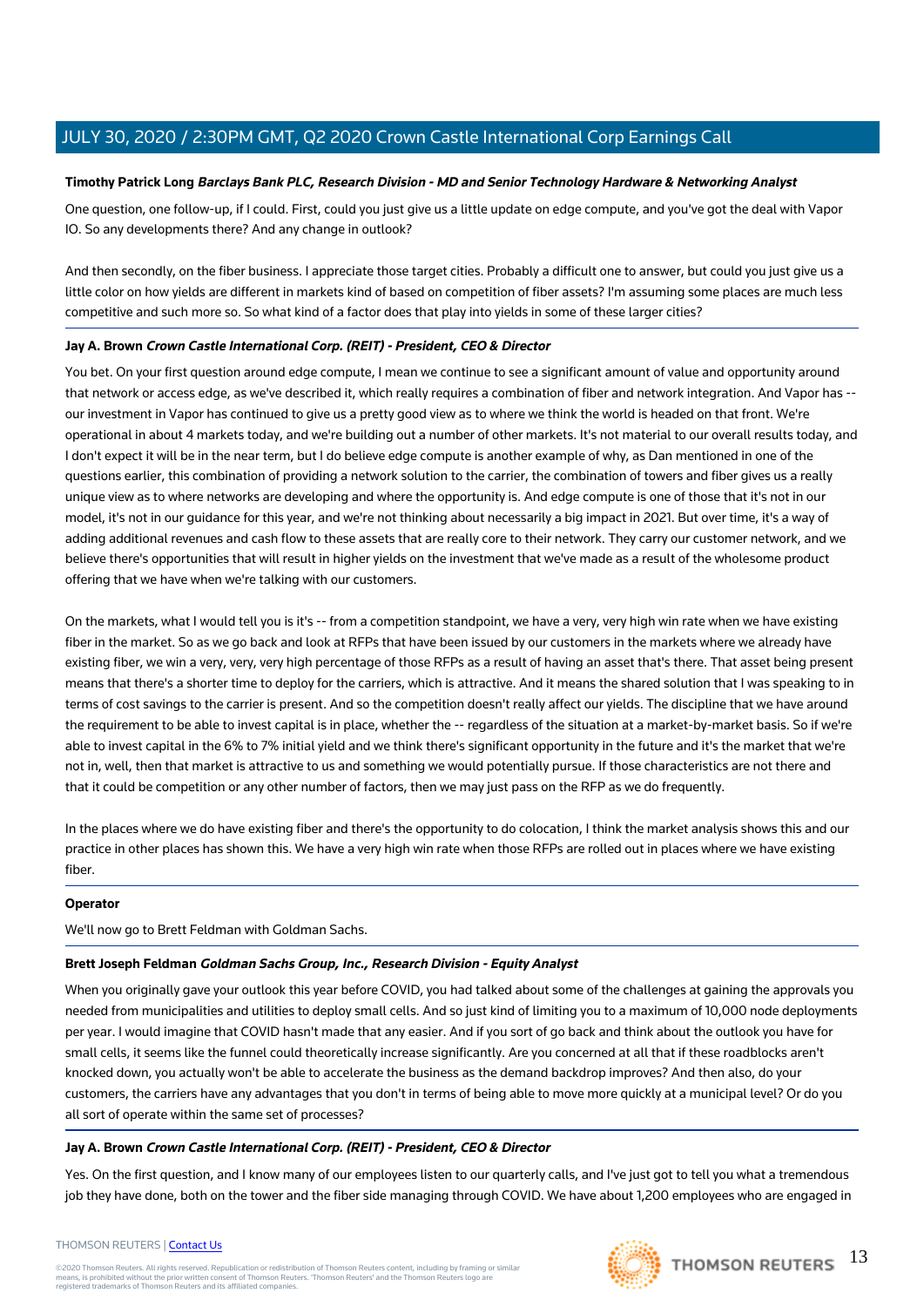**Timothy Patrick Long** ***Barclays Bank PLC, Research Division - MD and Senior Technology Hardware & Networking Analyst***

One question, one follow-up, if I could. First, could you just give us a little update on edge compute, and you've got the deal with Vapor IO. So any developments there? And any change in outlook?

And then secondly, on the fiber business. I appreciate those target cities. Probably a difficult one to answer, but could you just give us a little color on how yields are different in markets kind of based on competition of fiber assets? I'm assuming some places are much less competitive and such more so. So what kind of a factor does that play into yields in some of these larger cities?

**Jay A. Brown** ***Crown Castle International Corp. (REIT) - President, CEO & Director***

You bet. On your first question around edge compute, I mean we continue to see a significant amount of value and opportunity around that network or access edge, as we've described it, which really requires a combination of fiber and network integration. And Vapor has -- our investment in Vapor has continued to give us a pretty good view as to where we think the world is headed on that front. We're operational in about 4 markets today, and we're building out a number of other markets. It's not material to our overall results today, and I don't expect it will be in the near term, but I do believe edge compute is another example of why, as Dan mentioned in one of the questions earlier, this combination of providing a network solution to the carrier, the combination of towers and fiber gives us a really unique view as to where networks are developing and where the opportunity is. And edge compute is one of those that it's not in our model, it's not in our guidance for this year, and we're not thinking about necessarily a big impact in 2021. But over time, it's a way of adding additional revenues and cash flow to these assets that are really core to their network. They carry our customer network, and we believe there's opportunities that will result in higher yields on the investment that we've made as a result of the wholesome product offering that we have when we're talking with our customers.

On the markets, what I would tell you is it's -- from a competition standpoint, we have a very, very high win rate when we have existing fiber in the market. So as we go back and look at RFPs that have been issued by our customers in the markets where we already have existing fiber, we win a very, very, very high percentage of those RFPs as a result of having an asset that's there. That asset being present means that there's a shorter time to deploy for the carriers, which is attractive. And it means the shared solution that I was speaking to in terms of cost savings to the carrier is present. And so the competition doesn't really affect our yields. The discipline that we have around the requirement to be able to invest capital is in place, whether the -- regardless of the situation at a market-by-market basis. So if we're able to invest capital in the 6% to 7% initial yield and we think there's significant opportunity in the future and it's the market that we're not in, well, then that market is attractive to us and something we would potentially pursue. If those characteristics are not there and that it could be competition or any other number of factors, then we may just pass on the RFP as we do frequently.

In the places where we do have existing fiber and there's the opportunity to do colocation, I think the market analysis shows this and our practice in other places has shown this. We have a very high win rate when those RFPs are rolled out in places where we have existing fiber.

**Operator**

We'll now go to Brett Feldman with Goldman Sachs.

**Brett Joseph Feldman** ***Goldman Sachs Group, Inc., Research Division - Equity Analyst***

When you originally gave your outlook this year before COVID, you had talked about some of the challenges at gaining the approvals you needed from municipalities and utilities to deploy small cells. And so just kind of limiting you to a maximum of 10,000 node deployments per year. I would imagine that COVID hasn't made that any easier. And if you sort of go back and think about the outlook you have for small cells, it seems like the funnel could theoretically increase significantly. Are you concerned at all that if these roadblocks aren't knocked down, you actually won't be able to accelerate the business as the demand backdrop improves? And then also, do your customers, the carriers have any advantages that you don't in terms of being able to move more quickly at a municipal level? Or do you all sort of operate within the same set of processes?

**Jay A. Brown** ***Crown Castle International Corp. (REIT) - President, CEO & Director***

Yes. On the first question, and I know many of our employees listen to our quarterly calls, and I've just got to tell you what a tremendous job they have done, both on the tower and the fiber side managing through COVID. We have about 1,200 employees who are engaged in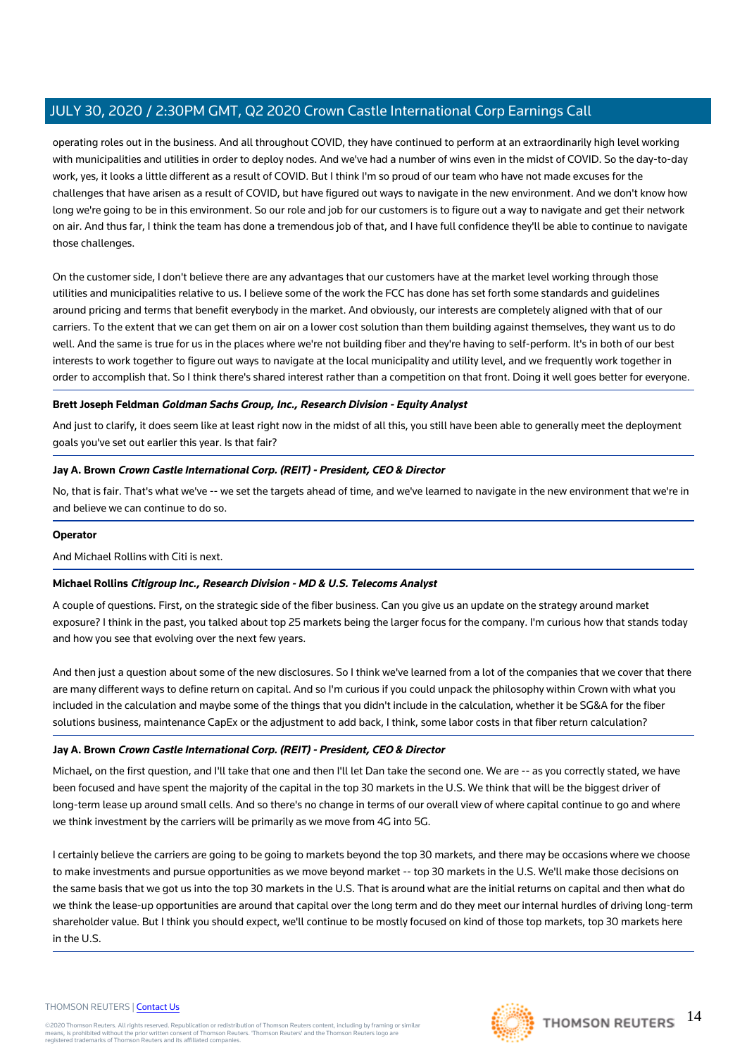operating roles out in the business. And all throughout COVID, they have continued to perform at an extraordinarily high level working with municipalities and utilities in order to deploy nodes. And we've had a number of wins even in the midst of COVID. So the day-to-day work, yes, it looks a little different as a result of COVID. But I think I'm so proud of our team who have not made excuses for the challenges that have arisen as a result of COVID, but have figured out ways to navigate in the new environment. And we don't know how long we're going to be in this environment. So our role and job for our customers is to figure out a way to navigate and get their network on air. And thus far, I think the team has done a tremendous job of that, and I have full confidence they'll be able to continue to navigate those challenges.

On the customer side, I don't believe there are any advantages that our customers have at the market level working through those utilities and municipalities relative to us. I believe some of the work the FCC has done has set forth some standards and guidelines around pricing and terms that benefit everybody in the market. And obviously, our interests are completely aligned with that of our carriers. To the extent that we can get them on air on a lower cost solution than them building against themselves, they want us to do well. And the same is true for us in the places where we're not building fiber and they're having to self-perform. It's in both of our best interests to work together to figure out ways to navigate at the local municipality and utility level, and we frequently work together in order to accomplish that. So I think there's shared interest rather than a competition on that front. Doing it well goes better for everyone.

**Brett Joseph Feldman** ***Goldman Sachs Group, Inc., Research Division - Equity Analyst***

And just to clarify, it does seem like at least right now in the midst of all this, you still have been able to generally meet the deployment goals you've set out earlier this year. Is that fair?

**Jay A. Brown** ***Crown Castle International Corp. (REIT) - President, CEO & Director***

No, that is fair. That's what we've -- we set the targets ahead of time, and we've learned to navigate in the new environment that we're in and believe we can continue to do so.

**Operator**

And Michael Rollins with Citi is next.

**Michael Rollins** ***Citigroup Inc., Research Division - MD & U.S. Telecoms Analyst***

A couple of questions. First, on the strategic side of the fiber business. Can you give us an update on the strategy around market exposure? I think in the past, you talked about top 25 markets being the larger focus for the company. I'm curious how that stands today and how you see that evolving over the next few years.

And then just a question about some of the new disclosures. So I think we've learned from a lot of the companies that we cover that there are many different ways to define return on capital. And so I'm curious if you could unpack the philosophy within Crown with what you included in the calculation and maybe some of the things that you didn't include in the calculation, whether it be SG&A for the fiber solutions business, maintenance CapEx or the adjustment to add back, I think, some labor costs in that fiber return calculation?

**Jay A. Brown** ***Crown Castle International Corp. (REIT) - President, CEO & Director***

Michael, on the first question, and I'll take that one and then I'll let Dan take the second one. We are -- as you correctly stated, we have been focused and have spent the majority of the capital in the top 30 markets in the U.S. We think that will be the biggest driver of long-term lease up around small cells. And so there's no change in terms of our overall view of where capital continue to go and where we think investment by the carriers will be primarily as we move from 4G into 5G.

I certainly believe the carriers are going to be going to markets beyond the top 30 markets, and there may be occasions where we choose to make investments and pursue opportunities as we move beyond market -- top 30 markets in the U.S. We'll make those decisions on the same basis that we got us into the top 30 markets in the U.S. That is around what are the initial returns on capital and then what do we think the lease-up opportunities are around that capital over the long term and do they meet our internal hurdles of driving long-term shareholder value. But I think you should expect, we'll continue to be mostly focused on kind of those top markets, top 30 markets here in the U.S.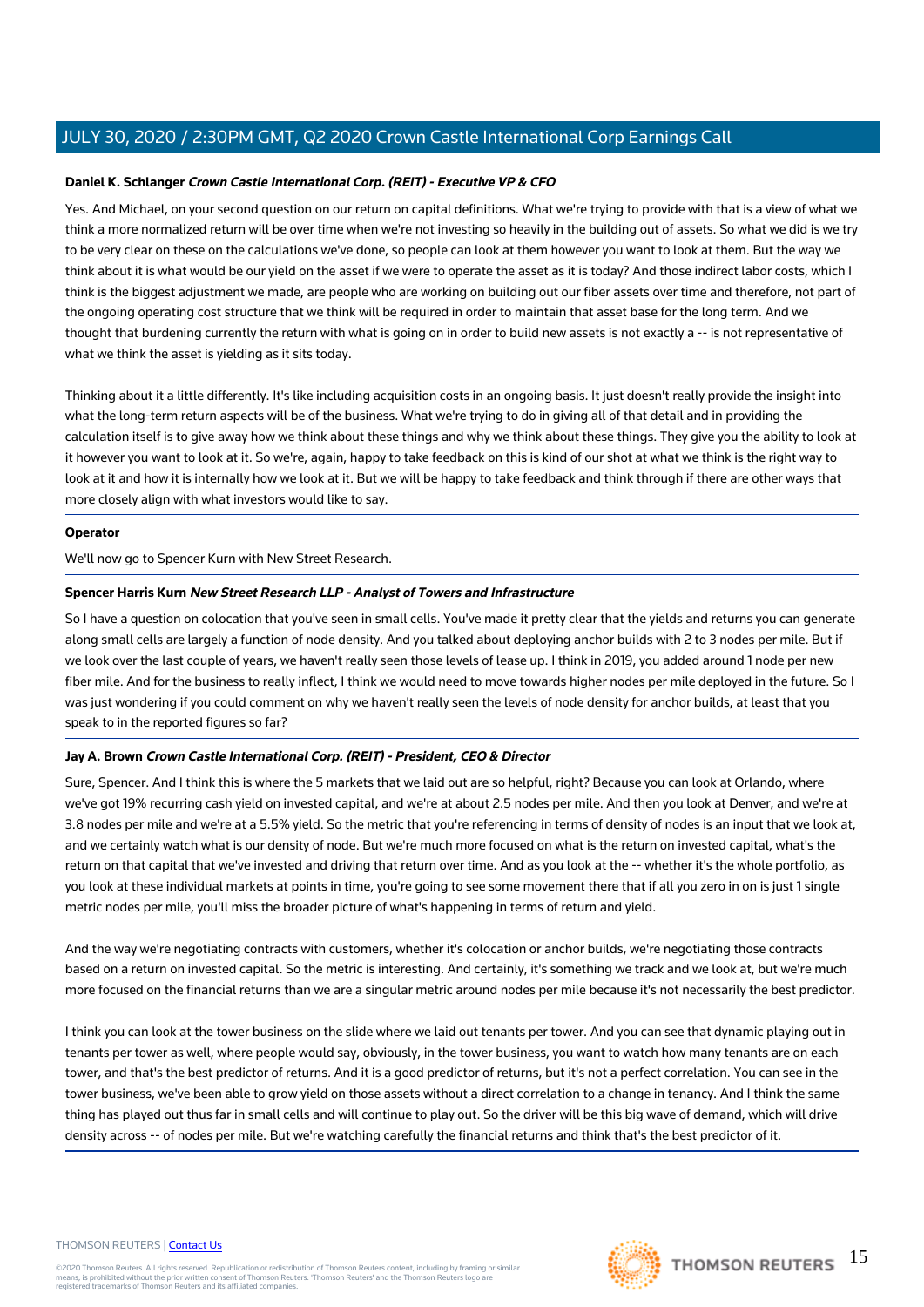**Daniel K. Schlanger** ***Crown Castle International Corp. (REIT) - Executive VP & CFO***

Yes. And Michael, on your second question on our return on capital definitions. What we're trying to provide with that is a view of what we think a more normalized return will be over time when we're not investing so heavily in the building out of assets. So what we did is we try to be very clear on these on the calculations we've done, so people can look at them however you want to look at them. But the way we think about it is what would be our yield on the asset if we were to operate the asset as it is today? And those indirect labor costs, which I think is the biggest adjustment we made, are people who are working on building out our fiber assets over time and therefore, not part of the ongoing operating cost structure that we think will be required in order to maintain that asset base for the long term. And we thought that burdening currently the return with what is going on in order to build new assets is not exactly a -- is not representative of what we think the asset is yielding as it sits today.

Thinking about it a little differently. It's like including acquisition costs in an ongoing basis. It just doesn't really provide the insight into what the long-term return aspects will be of the business. What we're trying to do in giving all of that detail and in providing the calculation itself is to give away how we think about these things and why we think about these things. They give you the ability to look at it however you want to look at it. So we're, again, happy to take feedback on this is kind of our shot at what we think is the right way to look at it and how it is internally how we look at it. But we will be happy to take feedback and think through if there are other ways that more closely align with what investors would like to say.

**Operator**

We'll now go to Spencer Kurn with New Street Research.

**Spencer Harris Kurn** ***New Street Research LLP - Analyst of Towers and Infrastructure***

So I have a question on colocation that you've seen in small cells. You've made it pretty clear that the yields and returns you can generate along small cells are largely a function of node density. And you talked about deploying anchor builds with 2 to 3 nodes per mile. But if we look over the last couple of years, we haven't really seen those levels of lease up. I think in 2019, you added around 1 node per new fiber mile. And for the business to really inflect, I think we would need to move towards higher nodes per mile deployed in the future. So I was just wondering if you could comment on why we haven't really seen the levels of node density for anchor builds, at least that you speak to in the reported figures so far?

**Jay A. Brown** ***Crown Castle International Corp. (REIT) - President, CEO & Director***

Sure, Spencer. And I think this is where the 5 markets that we laid out are so helpful, right? Because you can look at Orlando, where we've got 19% recurring cash yield on invested capital, and we're at about 2.5 nodes per mile. And then you look at Denver, and we're at 3.8 nodes per mile and we're at a 5.5% yield. So the metric that you're referencing in terms of density of nodes is an input that we look at, and we certainly watch what is our density of node. But we're much more focused on what is the return on invested capital, what's the return on that capital that we've invested and driving that return over time. And as you look at the -- whether it's the whole portfolio, as you look at these individual markets at points in time, you're going to see some movement there that if all you zero in on is just 1 single metric nodes per mile, you'll miss the broader picture of what's happening in terms of return and yield.

And the way we're negotiating contracts with customers, whether it's colocation or anchor builds, we're negotiating those contracts based on a return on invested capital. So the metric is interesting. And certainly, it's something we track and we look at, but we're much more focused on the financial returns than we are a singular metric around nodes per mile because it's not necessarily the best predictor.

I think you can look at the tower business on the slide where we laid out tenants per tower. And you can see that dynamic playing out in tenants per tower as well, where people would say, obviously, in the tower business, you want to watch how many tenants are on each tower, and that's the best predictor of returns. And it is a good predictor of returns, but it's not a perfect correlation. You can see in the tower business, we've been able to grow yield on those assets without a direct correlation to a change in tenancy. And I think the same thing has played out thus far in small cells and will continue to play out. So the driver will be this big wave of demand, which will drive density across -- of nodes per mile. But we're watching carefully the financial returns and think that's the best predictor of it.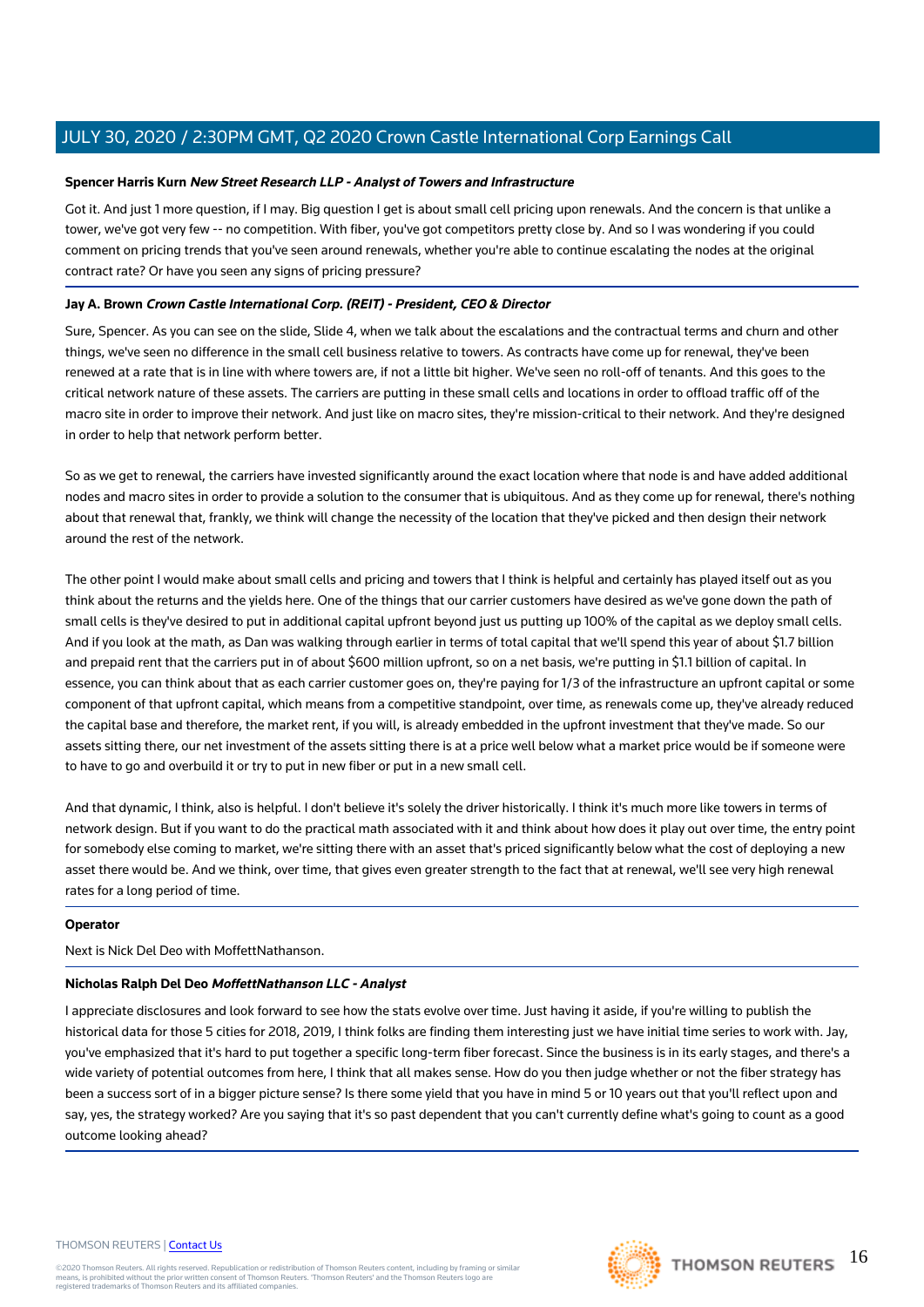**Spencer Harris Kurn** ***New Street Research LLP - Analyst of Towers and Infrastructure***

Got it. And just 1 more question, if I may. Big question I get is about small cell pricing upon renewals. And the concern is that unlike a tower, we've got very few -- no competition. With fiber, you've got competitors pretty close by. And so I was wondering if you could comment on pricing trends that you've seen around renewals, whether you're able to continue escalating the nodes at the original contract rate? Or have you seen any signs of pricing pressure?

**Jay A. Brown** ***Crown Castle International Corp. (REIT) - President, CEO & Director***

Sure, Spencer. As you can see on the slide, Slide 4, when we talk about the escalations and the contractual terms and churn and other things, we've seen no difference in the small cell business relative to towers. As contracts have come up for renewal, they've been renewed at a rate that is in line with where towers are, if not a little bit higher. We've seen no roll-off of tenants. And this goes to the critical network nature of these assets. The carriers are putting in these small cells and locations in order to offload traffic off of the macro site in order to improve their network. And just like on macro sites, they're mission-critical to their network. And they're designed in order to help that network perform better.

So as we get to renewal, the carriers have invested significantly around the exact location where that node is and have added additional nodes and macro sites in order to provide a solution to the consumer that is ubiquitous. And as they come up for renewal, there's nothing about that renewal that, frankly, we think will change the necessity of the location that they've picked and then design their network around the rest of the network.

The other point I would make about small cells and pricing and towers that I think is helpful and certainly has played itself out as you think about the returns and the yields here. One of the things that our carrier customers have desired as we've gone down the path of small cells is they've desired to put in additional capital upfront beyond just us putting up 100% of the capital as we deploy small cells. And if you look at the math, as Dan was walking through earlier in terms of total capital that we'll spend this year of about $1.7 billion and prepaid rent that the carriers put in of about $600 million upfront, so on a net basis, we're putting in $1.1 billion of capital. In essence, you can think about that as each carrier customer goes on, they're paying for 1/3 of the infrastructure an upfront capital or some component of that upfront capital, which means from a competitive standpoint, over time, as renewals come up, they've already reduced the capital base and therefore, the market rent, if you will, is already embedded in the upfront investment that they've made. So our assets sitting there, our net investment of the assets sitting there is at a price well below what a market price would be if someone were to have to go and overbuild it or try to put in new fiber or put in a new small cell.

And that dynamic, I think, also is helpful. I don't believe it's solely the driver historically. I think it's much more like towers in terms of network design. But if you want to do the practical math associated with it and think about how does it play out over time, the entry point for somebody else coming to market, we're sitting there with an asset that's priced significantly below what the cost of deploying a new asset there would be. And we think, over time, that gives even greater strength to the fact that at renewal, we'll see very high renewal rates for a long period of time.

**Operator**

Next is Nick Del Deo with MoffettNathanson.

**Nicholas Ralph Del Deo** ***MoffettNathanson LLC - Analyst***

I appreciate disclosures and look forward to see how the stats evolve over time. Just having it aside, if you're willing to publish the historical data for those 5 cities for 2018, 2019, I think folks are finding them interesting just we have initial time series to work with. Jay, you've emphasized that it's hard to put together a specific long-term fiber forecast. Since the business is in its early stages, and there's a wide variety of potential outcomes from here, I think that all makes sense. How do you then judge whether or not the fiber strategy has been a success sort of in a bigger picture sense? Is there some yield that you have in mind 5 or 10 years out that you'll reflect upon and say, yes, the strategy worked? Are you saying that it's so past dependent that you can't currently define what's going to count as a good outcome looking ahead?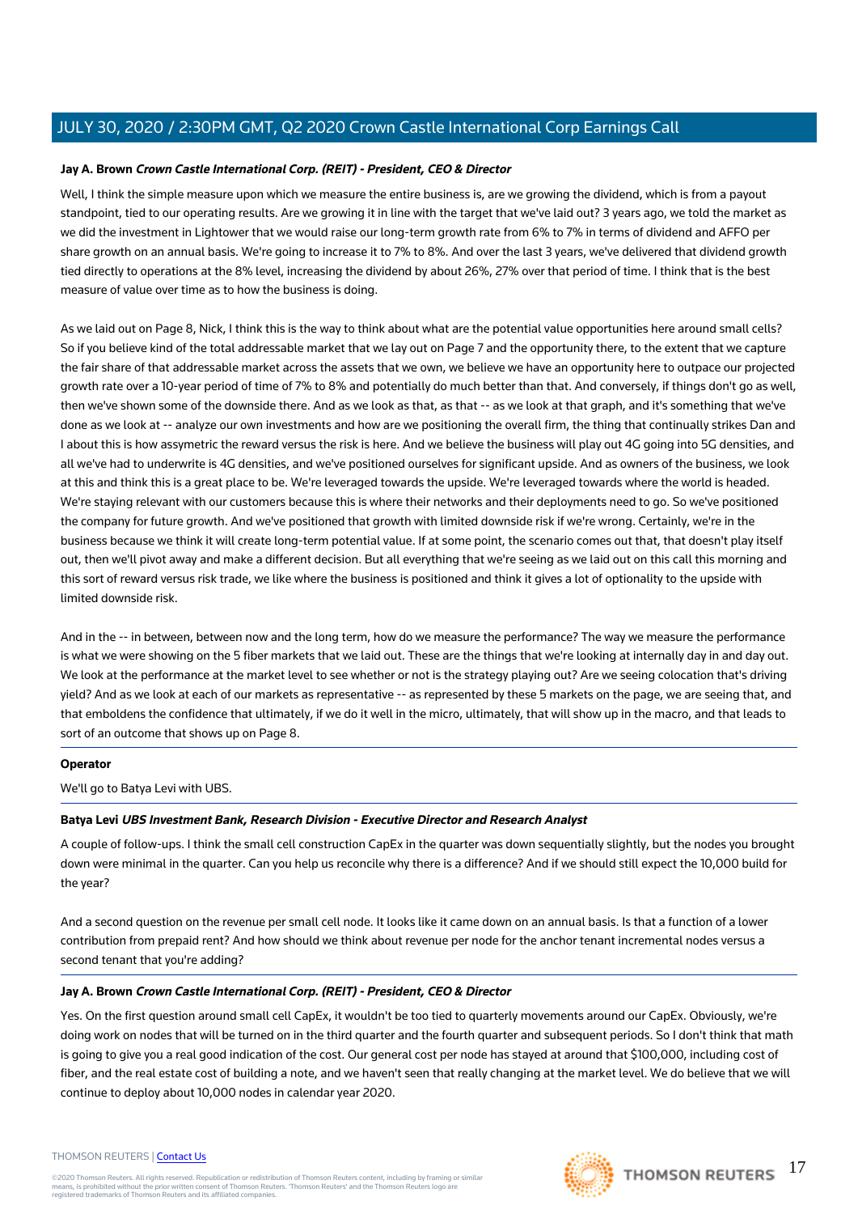**Jay A. Brown** ***Crown Castle International Corp. (REIT) - President, CEO & Director***

Well, I think the simple measure upon which we measure the entire business is, are we growing the dividend, which is from a payout standpoint, tied to our operating results. Are we growing it in line with the target that we've laid out? 3 years ago, we told the market as we did the investment in Lightower that we would raise our long-term growth rate from 6% to 7% in terms of dividend and AFFO per share growth on an annual basis. We're going to increase it to 7% to 8%. And over the last 3 years, we've delivered that dividend growth tied directly to operations at the 8% level, increasing the dividend by about 26%, 27% over that period of time. I think that is the best measure of value over time as to how the business is doing.

As we laid out on Page 8, Nick, I think this is the way to think about what are the potential value opportunities here around small cells? So if you believe kind of the total addressable market that we lay out on Page 7 and the opportunity there, to the extent that we capture the fair share of that addressable market across the assets that we own, we believe we have an opportunity here to outpace our projected growth rate over a 10-year period of time of 7% to 8% and potentially do much better than that. And conversely, if things don't go as well, then we've shown some of the downside there. And as we look as that, as that -- as we look at that graph, and it's something that we've done as we look at -- analyze our own investments and how are we positioning the overall firm, the thing that continually strikes Dan and I about this is how assymetric the reward versus the risk is here. And we believe the business will play out 4G going into 5G densities, and all we've had to underwrite is 4G densities, and we've positioned ourselves for significant upside. And as owners of the business, we look at this and think this is a great place to be. We're leveraged towards the upside. We're leveraged towards where the world is headed. We're staying relevant with our customers because this is where their networks and their deployments need to go. So we've positioned the company for future growth. And we've positioned that growth with limited downside risk if we're wrong. Certainly, we're in the business because we think it will create long-term potential value. If at some point, the scenario comes out that, that doesn't play itself out, then we'll pivot away and make a different decision. But all everything that we're seeing as we laid out on this call this morning and this sort of reward versus risk trade, we like where the business is positioned and think it gives a lot of optionality to the upside with limited downside risk.

And in the -- in between, between now and the long term, how do we measure the performance? The way we measure the performance is what we were showing on the 5 fiber markets that we laid out. These are the things that we're looking at internally day in and day out. We look at the performance at the market level to see whether or not is the strategy playing out? Are we seeing colocation that's driving yield? And as we look at each of our markets as representative -- as represented by these 5 markets on the page, we are seeing that, and that emboldens the confidence that ultimately, if we do it well in the micro, ultimately, that will show up in the macro, and that leads to sort of an outcome that shows up on Page 8.

---

**Operator**

We'll go to Batya Levi with UBS.

---

**Batya Levi** ***UBS Investment Bank, Research Division - Executive Director and Research Analyst***

A couple of follow-ups. I think the small cell construction CapEx in the quarter was down sequentially slightly, but the nodes you brought down were minimal in the quarter. Can you help us reconcile why there is a difference? And if we should still expect the 10,000 build for the year?

And a second question on the revenue per small cell node. It looks like it came down on an annual basis. Is that a function of a lower contribution from prepaid rent? And how should we think about revenue per node for the anchor tenant incremental nodes versus a second tenant that you're adding?

---

**Jay A. Brown** ***Crown Castle International Corp. (REIT) - President, CEO & Director***

Yes. On the first question around small cell CapEx, it wouldn't be too tied to quarterly movements around our CapEx. Obviously, we're doing work on nodes that will be turned on in the third quarter and the fourth quarter and subsequent periods. So I don't think that math is going to give you a real good indication of the cost. Our general cost per node has stayed at around that $100,000, including cost of fiber, and the real estate cost of building a note, and we haven't seen that really changing at the market level. We do believe that we will continue to deploy about 10,000 nodes in calendar year 2020.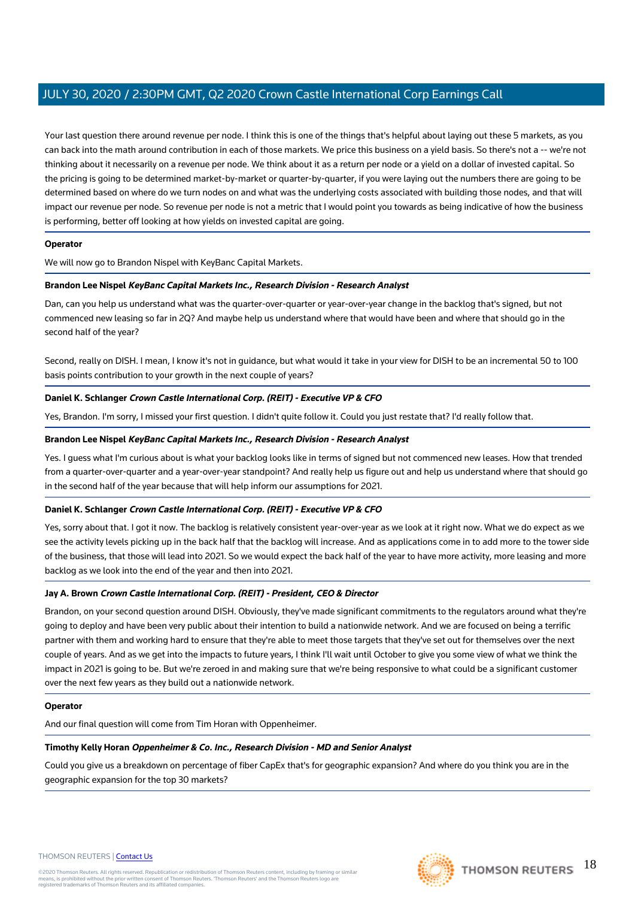Your last question there around revenue per node. I think this is one of the things that's helpful about laying out these 5 markets, as you can back into the math around contribution in each of those markets. We price this business on a yield basis. So there's not a -- we're not thinking about it necessarily on a revenue per node. We think about it as a return per node or a yield on a dollar of invested capital. So the pricing is going to be determined market-by-market or quarter-by-quarter, if you were laying out the numbers there are going to be determined based on where do we turn nodes on and what was the underlying costs associated with building those nodes, and that will impact our revenue per node. So revenue per node is not a metric that I would point you towards as being indicative of how the business is performing, better off looking at how yields on invested capital are going.

**Operator**

We will now go to Brandon Nispel with KeyBanc Capital Markets.

**Brandon Lee Nispel** ***KeyBanc Capital Markets Inc., Research Division - Research Analyst***

Dan, can you help us understand what was the quarter-over-quarter or year-over-year change in the backlog that's signed, but not commenced new leasing so far in 2Q? And maybe help us understand where that would have been and where that should go in the second half of the year?

Second, really on DISH. I mean, I know it's not in guidance, but what would it take in your view for DISH to be an incremental 50 to 100 basis points contribution to your growth in the next couple of years?

**Daniel K. Schlanger** ***Crown Castle International Corp. (REIT) - Executive VP & CFO***

Yes, Brandon. I'm sorry, I missed your first question. I didn't quite follow it. Could you just restate that? I'd really follow that.

**Brandon Lee Nispel** ***KeyBanc Capital Markets Inc., Research Division - Research Analyst***

Yes. I guess what I'm curious about is what your backlog looks like in terms of signed but not commenced new leases. How that trended from a quarter-over-quarter and a year-over-year standpoint? And really help us figure out and help us understand where that should go in the second half of the year because that will help inform our assumptions for 2021.

**Daniel K. Schlanger** ***Crown Castle International Corp. (REIT) - Executive VP & CFO***

Yes, sorry about that. I got it now. The backlog is relatively consistent year-over-year as we look at it right now. What we do expect as we see the activity levels picking up in the back half that the backlog will increase. And as applications come in to add more to the tower side of the business, that those will lead into 2021. So we would expect the back half of the year to have more activity, more leasing and more backlog as we look into the end of the year and then into 2021.

**Jay A. Brown** ***Crown Castle International Corp. (REIT) - President, CEO & Director***

Brandon, on your second question around DISH. Obviously, they've made significant commitments to the regulators around what they're going to deploy and have been very public about their intention to build a nationwide network. And we are focused on being a terrific partner with them and working hard to ensure that they're able to meet those targets that they've set out for themselves over the next couple of years. And as we get into the impacts to future years, I think I'll wait until October to give you some view of what we think the impact in 2021 is going to be. But we're zeroed in and making sure that we're being responsive to what could be a significant customer over the next few years as they build out a nationwide network.

**Operator**

And our final question will come from Tim Horan with Oppenheimer.

**Timothy Kelly Horan** ***Oppenheimer & Co. Inc., Research Division - MD and Senior Analyst***

Could you give us a breakdown on percentage of fiber CapEx that's for geographic expansion? And where do you think you are in the geographic expansion for the top 30 markets?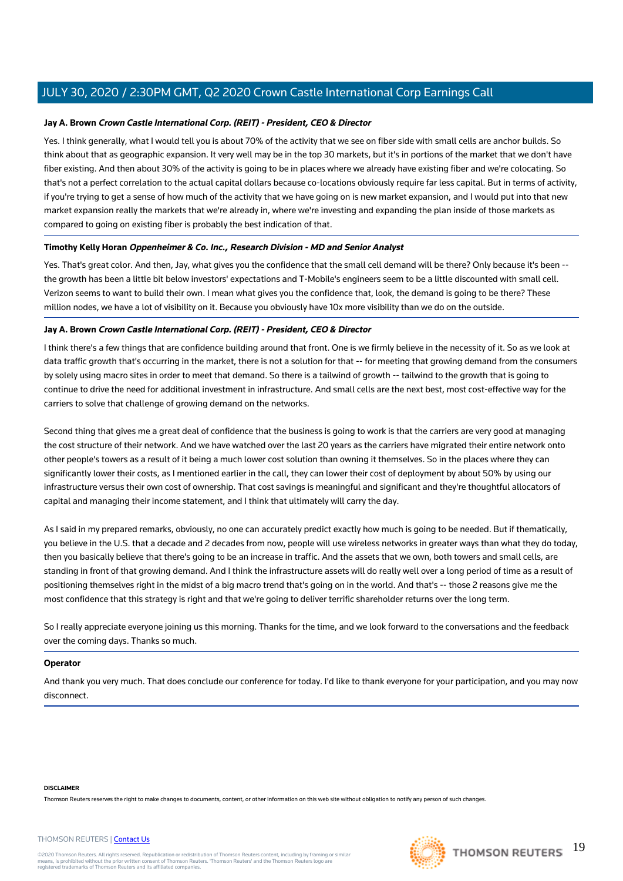**Jay A. Brown** ***Crown Castle International Corp. (REIT) - President, CEO & Director***

Yes. I think generally, what I would tell you is about 70% of the activity that we see on fiber side with small cells are anchor builds. So think about that as geographic expansion. It very well may be in the top 30 markets, but it's in portions of the market that we don't have fiber existing. And then about 30% of the activity is going to be in places where we already have existing fiber and we're colocating. So that's not a perfect correlation to the actual capital dollars because co-locations obviously require far less capital. But in terms of activity, if you're trying to get a sense of how much of the activity that we have going on is new market expansion, and I would put into that new market expansion really the markets that we're already in, where we're investing and expanding the plan inside of those markets as compared to going on existing fiber is probably the best indication of that.

---

**Timothy Kelly Horan** ***Oppenheimer & Co. Inc., Research Division - MD and Senior Analyst***

Yes. That's great color. And then, Jay, what gives you the confidence that the small cell demand will be there? Only because it's been -- the growth has been a little bit below investors' expectations and T-Mobile's engineers seem to be a little discounted with small cell. Verizon seems to want to build their own. I mean what gives you the confidence that, look, the demand is going to be there? These million nodes, we have a lot of visibility on it. Because you obviously have 10x more visibility than we do on the outside.

---

**Jay A. Brown** ***Crown Castle International Corp. (REIT) - President, CEO & Director***

I think there's a few things that are confidence building around that front. One is we firmly believe in the necessity of it. So as we look at data traffic growth that's occurring in the market, there is not a solution for that -- for meeting that growing demand from the consumers by solely using macro sites in order to meet that demand. So there is a tailwind of growth -- tailwind to the growth that is going to continue to drive the need for additional investment in infrastructure. And small cells are the next best, most cost-effective way for the carriers to solve that challenge of growing demand on the networks.

Second thing that gives me a great deal of confidence that the business is going to work is that the carriers are very good at managing the cost structure of their network. And we have watched over the last 20 years as the carriers have migrated their entire network onto other people's towers as a result of it being a much lower cost solution than owning it themselves. So in the places where they can significantly lower their costs, as I mentioned earlier in the call, they can lower their cost of deployment by about 50% by using our infrastructure versus their own cost of ownership. That cost savings is meaningful and significant and they're thoughtful allocators of capital and managing their income statement, and I think that ultimately will carry the day.

As I said in my prepared remarks, obviously, no one can accurately predict exactly how much is going to be needed. But if thematically, you believe in the U.S. that a decade and 2 decades from now, people will use wireless networks in greater ways than what they do today, then you basically believe that there's going to be an increase in traffic. And the assets that we own, both towers and small cells, are standing in front of that growing demand. And I think the infrastructure assets will do really well over a long period of time as a result of positioning themselves right in the midst of a big macro trend that's going on in the world. And that's -- those 2 reasons give me the most confidence that this strategy is right and that we're going to deliver terrific shareholder returns over the long term.

So I really appreciate everyone joining us this morning. Thanks for the time, and we look forward to the conversations and the feedback over the coming days. Thanks so much.

---

**Operator**

And thank you very much. That does conclude our conference for today. I'd like to thank everyone for your participation, and you may now disconnect.

---

**DISCLAIMER**

Thomson Reuters reserves the right to make changes to documents, content, or other information on this web site without obligation to notify any person of such changes.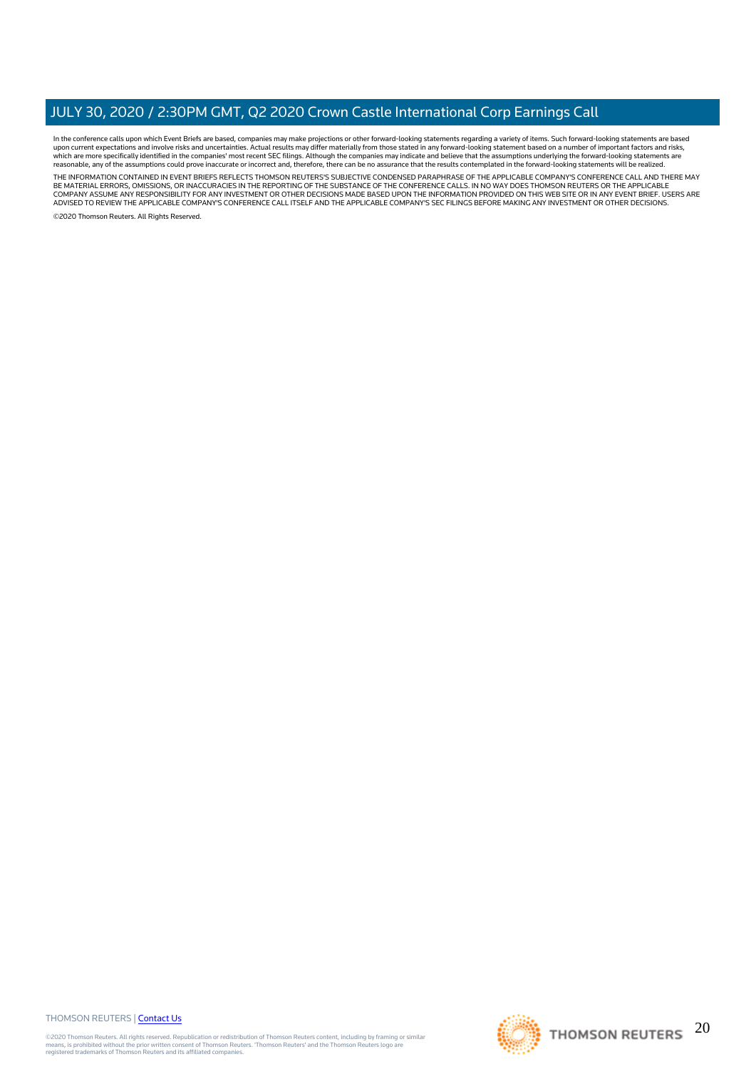In the conference calls upon which Event Briefs are based, companies may make projections or other forward-looking statements regarding a variety of items. Such forward-looking statements are based upon current expectations and involve risks and uncertainties. Actual results may differ materially from those stated in any forward-looking statement based on a number of important factors and risks, which are more specifically identified in the companies' most recent SEC filings. Although the companies may indicate and believe that the assumptions underlying the forward-looking statements are reasonable, any of the assumptions could prove inaccurate or incorrect and, therefore, there can be no assurance that the results contemplated in the forward-looking statements will be realized.

THE INFORMATION CONTAINED IN EVENT BRIEFS REFLECTS THOMSON REUTERS'S SUBJECTIVE CONDENSED PARAPHRASE OF THE APPLICABLE COMPANY'S CONFERENCE CALL AND THERE MAY BE MATERIAL ERRORS, OMISSIONS, OR INACCURACIES IN THE REPORTING OF THE SUBSTANCE OF THE CONFERENCE CALLS. IN NO WAY DOES THOMSON REUTERS OR THE APPLICABLE COMPANY ASSUME ANY RESPONSIBILITY FOR ANY INVESTMENT OR OTHER DECISIONS MADE BASED UPON THE INFORMATION PROVIDED ON THIS WEB SITE OR IN ANY EVENT BRIEF. USERS ARE ADVISED TO REVIEW THE APPLICABLE COMPANY'S CONFERENCE CALL ITSELF AND THE APPLICABLE COMPANY'S SEC FILINGS BEFORE MAKING ANY INVESTMENT OR OTHER DECISIONS.

©2020 Thomson Reuters. All Rights Reserved.